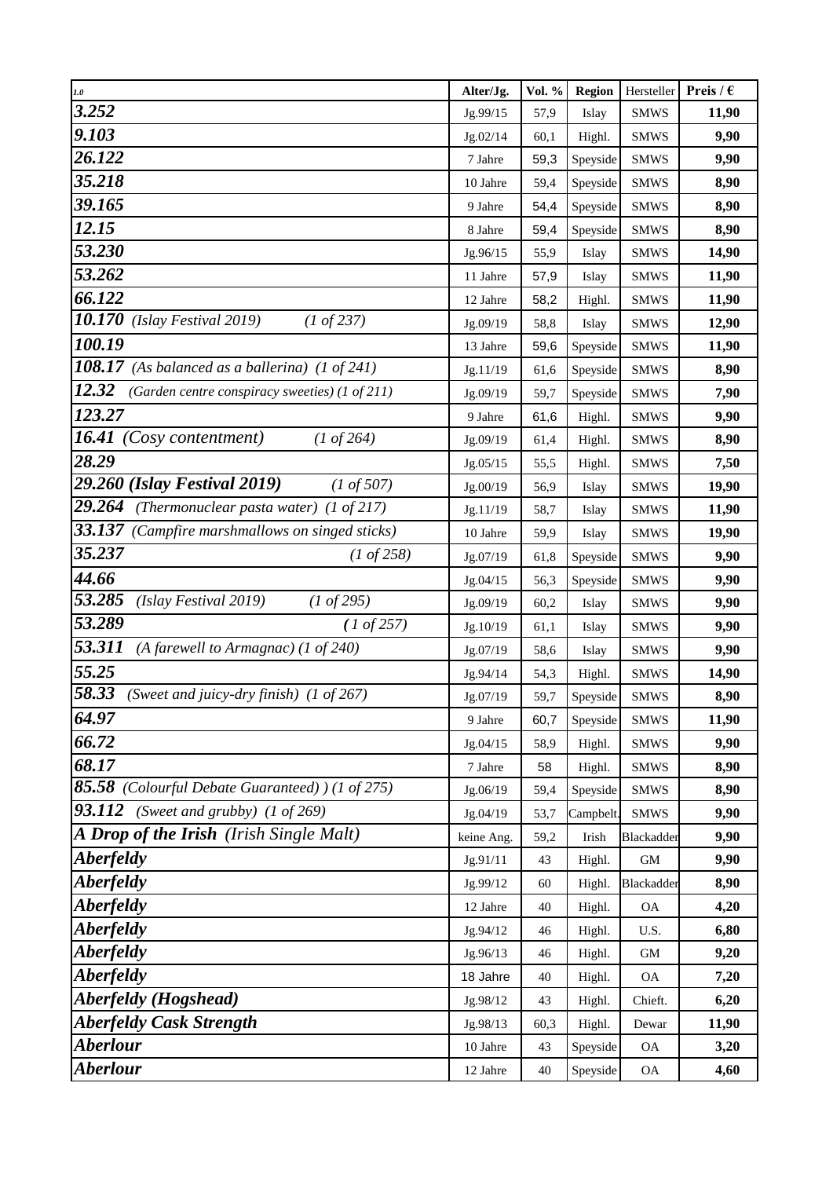| *1.0* | Alter/Jg. | Vol. % | Region | Hersteller | Preis / € |
|---|---|---|---|---|---|
| ***3.252*** | Jg.99/15 | 57,9 | Islay | SMWS | **11,90** |
| ***9.103*** | Jg.02/14 | 60,1 | Highl. | SMWS | **9,90** |
| ***26.122*** | 7 Jahre | 59,3 | Speyside | SMWS | **9,90** |
| ***35.218*** | 10 Jahre | 59,4 | Speyside | SMWS | **8,90** |
| ***39.165*** | 9 Jahre | 54,4 | Speyside | SMWS | **8,90** |
| ***12.15*** | 8 Jahre | 59,4 | Speyside | SMWS | **8,90** |
| ***53.230*** | Jg.96/15 | 55,9 | Islay | SMWS | **14,90** |
| ***53.262*** | 11 Jahre | 57,9 | Islay | SMWS | **11,90** |
| ***66.122*** | 12 Jahre | 58,2 | Highl. | SMWS | **11,90** |
| ***10.170*** *(Islay Festival 2019) (1 of 237)* | Jg.09/19 | 58,8 | Islay | SMWS | **12,90** |
| ***100.19*** | 13 Jahre | 59,6 | Speyside | SMWS | **11,90** |
| ***108.17*** *(As balanced as a ballerina) (1 of 241)* | Jg.11/19 | 61,6 | Speyside | SMWS | **8,90** |
| ***12.32*** *(Garden centre conspiracy sweeties) (1 of 211)* | Jg.09/19 | 59,7 | Speyside | SMWS | **7,90** |
| ***123.27*** | 9 Jahre | 61,6 | Highl. | SMWS | **9,90** |
| ***16.41*** *(Cosy contentment) (1 of 264)* | Jg.09/19 | 61,4 | Highl. | SMWS | **8,90** |
| ***28.29*** | Jg.05/15 | 55,5 | Highl. | SMWS | **7,50** |
| ***29.260 (Islay Festival 2019)*** *(1 of 507)* | Jg.00/19 | 56,9 | Islay | SMWS | **19,90** |
| ***29.264*** *(Thermonuclear pasta water) (1 of 217)* | Jg.11/19 | 58,7 | Islay | SMWS | **11,90** |
| ***33.137*** *(Campfire marshmallows on singed sticks)* | 10 Jahre | 59,9 | Islay | SMWS | **19,90** |
| ***35.237*** *(1 of 258)* | Jg.07/19 | 61,8 | Speyside | SMWS | **9,90** |
| ***44.66*** | Jg.04/15 | 56,3 | Speyside | SMWS | **9,90** |
| ***53.285*** *(Islay Festival 2019) (1 of 295)* | Jg.09/19 | 60,2 | Islay | SMWS | **9,90** |
| ***53.289*** *(1 of 257)* | Jg.10/19 | 61,1 | Islay | SMWS | **9,90** |
| ***53.311*** *(A farewell to Armagnac) (1 of 240)* | Jg.07/19 | 58,6 | Islay | SMWS | **9,90** |
| ***55.25*** | Jg.94/14 | 54,3 | Highl. | SMWS | **14,90** |
| ***58.33*** *(Sweet and juicy-dry finish) (1 of 267)* | Jg.07/19 | 59,7 | Speyside | SMWS | **8,90** |
| ***64.97*** | 9 Jahre | 60,7 | Speyside | SMWS | **11,90** |
| ***66.72*** | Jg.04/15 | 58,9 | Highl. | SMWS | **9,90** |
| ***68.17*** | 7 Jahre | 58 | Highl. | SMWS | **8,90** |
| ***85.58*** *(Colourful Debate Guaranteed) ) (1 of 275)* | Jg.06/19 | 59,4 | Speyside | SMWS | **8,90** |
| ***93.112*** *(Sweet and grubby) (1 of 269)* | Jg.04/19 | 53,7 | Campbelt. | SMWS | **9,90** |
| ***A Drop of the Irish*** *(Irish Single Malt)* | keine Ang. | 59,2 | Irish | Blackadder | **9,90** |
| ***Aberfeldy*** | Jg.91/11 | 43 | Highl. | GM | **9,90** |
| ***Aberfeldy*** | Jg.99/12 | 60 | Highl. | Blackadder | **8,90** |
| ***Aberfeldy*** | 12 Jahre | 40 | Highl. | OA | **4,20** |
| ***Aberfeldy*** | Jg.94/12 | 46 | Highl. | U.S. | **6,80** |
| ***Aberfeldy*** | Jg.96/13 | 46 | Highl. | GM | **9,20** |
| ***Aberfeldy*** | 18 Jahre | 40 | Highl. | OA | **7,20** |
| ***Aberfeldy (Hogshead)*** | Jg.98/12 | 43 | Highl. | Chieft. | **6,20** |
| ***Aberfeldy Cask Strength*** | Jg.98/13 | 60,3 | Highl. | Dewar | **11,90** |
| ***Aberlour*** | 10 Jahre | 43 | Speyside | OA | **3,20** |
| ***Aberlour*** | 12 Jahre | 40 | Speyside | OA | **4,60** |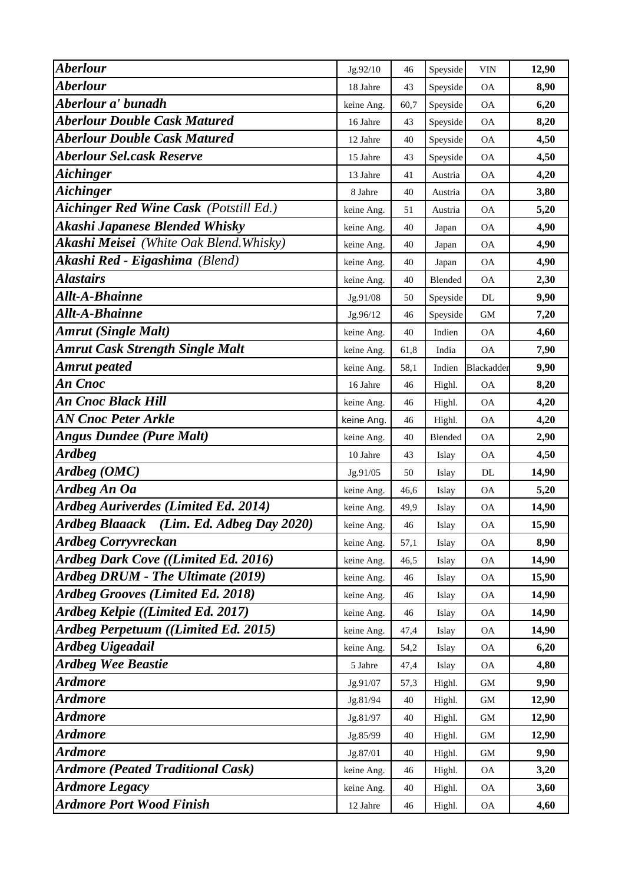| | | | | | |
|---|---|---|---|---|---|
| ***Aberlour*** | Jg.92/10 | 46 | Speyside | VIN | **12,90** |
| ***Aberlour*** | 18 Jahre | 43 | Speyside | OA | **8,90** |
| ***Aberlour a' bunadh*** | keine Ang. | 60,7 | Speyside | OA | **6,20** |
| ***Aberlour Double Cask Matured*** | 16 Jahre | 43 | Speyside | OA | **8,20** |
| ***Aberlour Double Cask Matured*** | 12 Jahre | 40 | Speyside | OA | **4,50** |
| ***Aberlour Sel.cask Reserve*** | 15 Jahre | 43 | Speyside | OA | **4,50** |
| ***Aichinger*** | 13 Jahre | 41 | Austria | OA | **4,20** |
| ***Aichinger*** | 8 Jahre | 40 | Austria | OA | **3,80** |
| ***Aichinger Red Wine Cask** (Potstill Ed.)* | keine Ang. | 51 | Austria | OA | **5,20** |
| ***Akashi Japanese Blended Whisky*** | keine Ang. | 40 | Japan | OA | **4,90** |
| ***Akashi Meisei** (White Oak Blend.Whisky)* | keine Ang. | 40 | Japan | OA | **4,90** |
| ***Akashi Red - Eigashima** (Blend)* | keine Ang. | 40 | Japan | OA | **4,90** |
| ***Alastairs*** | keine Ang. | 40 | Blended | OA | **2,30** |
| ***Allt-A-Bhainne*** | Jg.91/08 | 50 | Speyside | DL | **9,90** |
| ***Allt-A-Bhainne*** | Jg.96/12 | 46 | Speyside | GM | **7,20** |
| ***Amrut (Single Malt)*** | keine Ang. | 40 | Indien | OA | **4,60** |
| ***Amrut Cask Strength Single Malt*** | keine Ang. | 61,8 | India | OA | **7,90** |
| ***Amrut peated*** | keine Ang. | 58,1 | Indien | Blackadder | **9,90** |
| ***An Cnoc*** | 16 Jahre | 46 | Highl. | OA | **8,20** |
| ***An Cnoc Black Hill*** | keine Ang. | 46 | Highl. | OA | **4,20** |
| ***AN Cnoc Peter Arkle*** | keine Ang. | 46 | Highl. | OA | **4,20** |
| ***Angus Dundee (Pure Malt)*** | keine Ang. | 40 | Blended | OA | **2,90** |
| ***Ardbeg*** | 10 Jahre | 43 | Islay | OA | **4,50** |
| ***Ardbeg (OMC)*** | Jg.91/05 | 50 | Islay | DL | **14,90** |
| ***Ardbeg An Oa*** | keine Ang. | 46,6 | Islay | OA | **5,20** |
| ***Ardbeg Auriverdes (Limited Ed. 2014)*** | keine Ang. | 49,9 | Islay | OA | **14,90** |
| ***Ardbeg Blaaack (Lim. Ed. Adbeg Day 2020)*** | keine Ang. | 46 | Islay | OA | **15,90** |
| ***Ardbeg Corryvreckan*** | keine Ang. | 57,1 | Islay | OA | **8,90** |
| ***Ardbeg Dark Cove ((Limited Ed. 2016)*** | keine Ang. | 46,5 | Islay | OA | **14,90** |
| ***Ardbeg DRUM - The Ultimate (2019)*** | keine Ang. | 46 | Islay | OA | **15,90** |
| ***Ardbeg Grooves (Limited Ed. 2018)*** | keine Ang. | 46 | Islay | OA | **14,90** |
| ***Ardbeg Kelpie ((Limited Ed. 2017)*** | keine Ang. | 46 | Islay | OA | **14,90** |
| ***Ardbeg Perpetuum ((Limited Ed. 2015)*** | keine Ang. | 47,4 | Islay | OA | **14,90** |
| ***Ardbeg Uigeadail*** | keine Ang. | 54,2 | Islay | OA | **6,20** |
| ***Ardbeg Wee Beastie*** | 5 Jahre | 47,4 | Islay | OA | **4,80** |
| ***Ardmore*** | Jg.91/07 | 57,3 | Highl. | GM | **9,90** |
| ***Ardmore*** | Jg.81/94 | 40 | Highl. | GM | **12,90** |
| ***Ardmore*** | Jg.81/97 | 40 | Highl. | GM | **12,90** |
| ***Ardmore*** | Jg.85/99 | 40 | Highl. | GM | **12,90** |
| ***Ardmore*** | Jg.87/01 | 40 | Highl. | GM | **9,90** |
| ***Ardmore (Peated Traditional Cask)*** | keine Ang. | 46 | Highl. | OA | **3,20** |
| ***Ardmore Legacy*** | keine Ang. | 40 | Highl. | OA | **3,60** |
| ***Ardmore Port Wood Finish*** | 12 Jahre | 46 | Highl. | OA | **4,60** |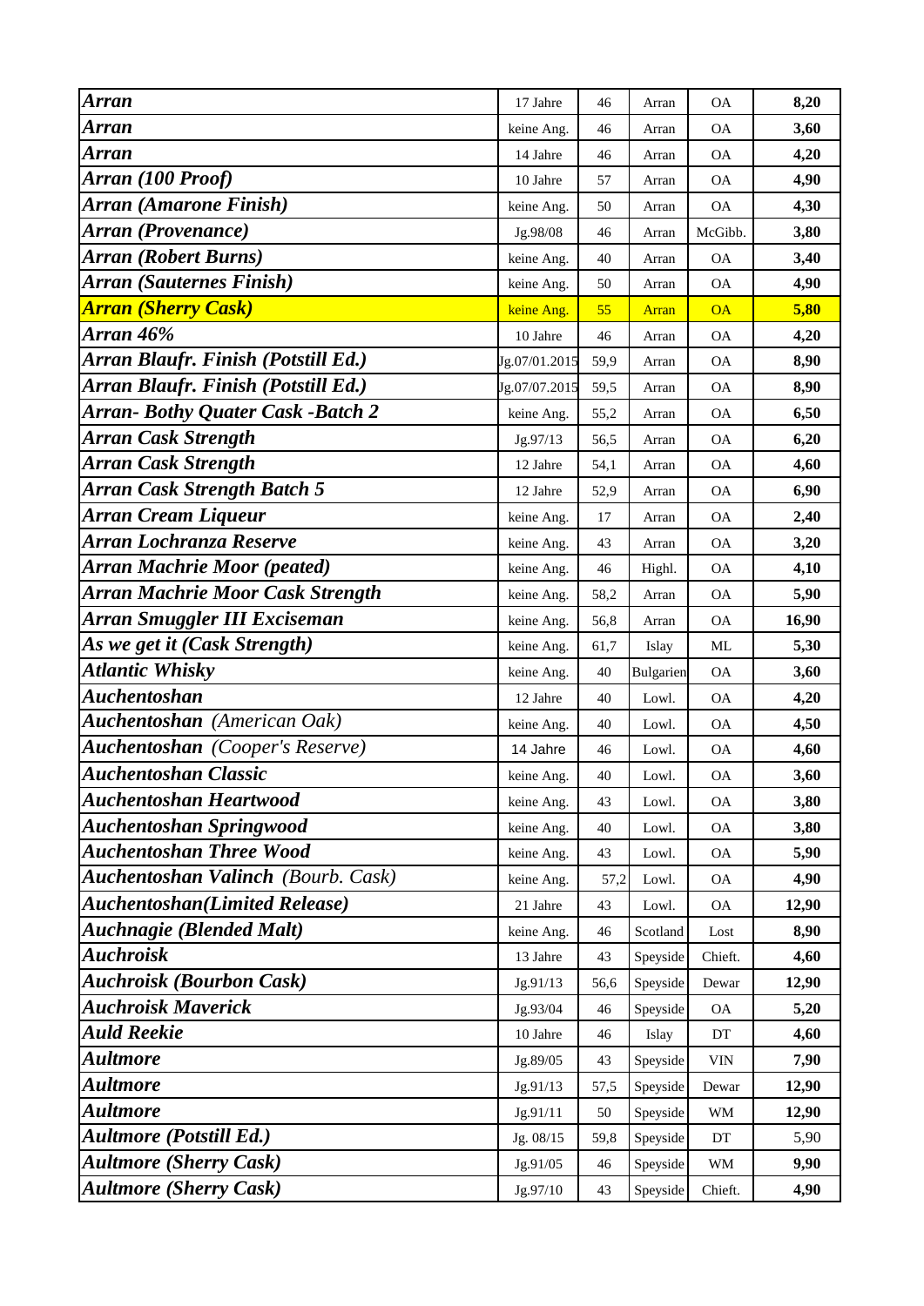| | | | | | |
|---|---|---|---|---|---|
| ***Arran*** | 17 Jahre | 46 | Arran | OA | **8,20** |
| ***Arran*** | keine Ang. | 46 | Arran | OA | **3,60** |
| ***Arran*** | 14 Jahre | 46 | Arran | OA | **4,20** |
| ***Arran (100 Proof)*** | 10 Jahre | 57 | Arran | OA | **4,90** |
| ***Arran (Amarone Finish)*** | keine Ang. | 50 | Arran | OA | **4,30** |
| ***Arran (Provenance)*** | Jg.98/08 | 46 | Arran | McGibb. | **3,80** |
| ***Arran (Robert Burns)*** | keine Ang. | 40 | Arran | OA | **3,40** |
| ***Arran (Sauternes Finish)*** | keine Ang. | 50 | Arran | OA | **4,90** |
| ***Arran (Sherry Cask)*** | keine Ang. | 55 | Arran | OA | **5,80** |
| ***Arran 46%*** | 10 Jahre | 46 | Arran | OA | **4,20** |
| ***Arran Blaufr. Finish (Potstill Ed.)*** | Jg.07/01.2015 | 59,9 | Arran | OA | **8,90** |
| ***Arran Blaufr. Finish (Potstill Ed.)*** | Jg.07/07.2015 | 59,5 | Arran | OA | **8,90** |
| ***Arran- Bothy Quater Cask -Batch 2*** | keine Ang. | 55,2 | Arran | OA | **6,50** |
| ***Arran Cask Strength*** | Jg.97/13 | 56,5 | Arran | OA | **6,20** |
| ***Arran Cask Strength*** | 12 Jahre | 54,1 | Arran | OA | **4,60** |
| ***Arran Cask Strength Batch 5*** | 12 Jahre | 52,9 | Arran | OA | **6,90** |
| ***Arran Cream Liqueur*** | keine Ang. | 17 | Arran | OA | **2,40** |
| ***Arran Lochranza Reserve*** | keine Ang. | 43 | Arran | OA | **3,20** |
| ***Arran Machrie Moor (peated)*** | keine Ang. | 46 | Highl. | OA | **4,10** |
| ***Arran Machrie Moor Cask Strength*** | keine Ang. | 58,2 | Arran | OA | **5,90** |
| ***Arran Smuggler III Exciseman*** | keine Ang. | 56,8 | Arran | OA | **16,90** |
| ***As we get it (Cask Strength)*** | keine Ang. | 61,7 | Islay | ML | **5,30** |
| ***Atlantic Whisky*** | keine Ang. | 40 | Bulgarien | OA | **3,60** |
| ***Auchentoshan*** | 12 Jahre | 40 | Lowl. | OA | **4,20** |
| ***Auchentoshan** (American Oak)* | keine Ang. | 40 | Lowl. | OA | **4,50** |
| ***Auchentoshan** (Cooper's Reserve)* | 14 Jahre | 46 | Lowl. | OA | **4,60** |
| ***Auchentoshan Classic*** | keine Ang. | 40 | Lowl. | OA | **3,60** |
| ***Auchentoshan Heartwood*** | keine Ang. | 43 | Lowl. | OA | **3,80** |
| ***Auchentoshan Springwood*** | keine Ang. | 40 | Lowl. | OA | **3,80** |
| ***Auchentoshan Three Wood*** | keine Ang. | 43 | Lowl. | OA | **5,90** |
| ***Auchentoshan Valinch** (Bourb. Cask)* | keine Ang. | 57,2 | Lowl. | OA | **4,90** |
| ***Auchentoshan(Limited Release)*** | 21 Jahre | 43 | Lowl. | OA | **12,90** |
| ***Auchnagie (Blended Malt)*** | keine Ang. | 46 | Scotland | Lost | **8,90** |
| ***Auchroisk*** | 13 Jahre | 43 | Speyside | Chieft. | **4,60** |
| ***Auchroisk (Bourbon Cask)*** | Jg.91/13 | 56,6 | Speyside | Dewar | **12,90** |
| ***Auchroisk Maverick*** | Jg.93/04 | 46 | Speyside | OA | **5,20** |
| ***Auld Reekie*** | 10 Jahre | 46 | Islay | DT | **4,60** |
| ***Aultmore*** | Jg.89/05 | 43 | Speyside | VIN | **7,90** |
| ***Aultmore*** | Jg.91/13 | 57,5 | Speyside | Dewar | **12,90** |
| ***Aultmore*** | Jg.91/11 | 50 | Speyside | WM | **12,90** |
| ***Aultmore (Potstill Ed.)*** | Jg. 08/15 | 59,8 | Speyside | DT | 5,90 |
| ***Aultmore (Sherry Cask)*** | Jg.91/05 | 46 | Speyside | WM | **9,90** |
| ***Aultmore (Sherry Cask)*** | Jg.97/10 | 43 | Speyside | Chieft. | **4,90** |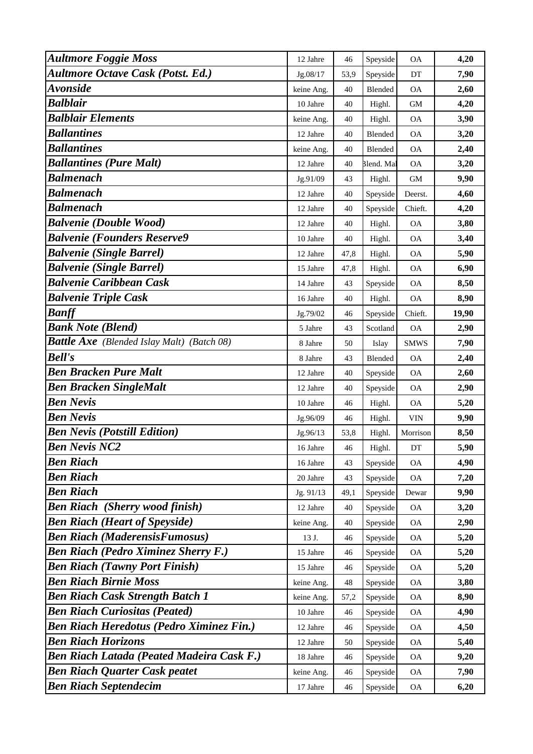| | | | | | |
|---|---|---|---|---|---|
| ***Aultmore Foggie Moss*** | 12 Jahre | 46 | Speyside | OA | **4,20** |
| ***Aultmore Octave Cask (Potst. Ed.)*** | Jg.08/17 | 53,9 | Speyside | DT | **7,90** |
| ***Avonside*** | keine Ang. | 40 | Blended | OA | **2,60** |
| ***Balblair*** | 10 Jahre | 40 | Highl. | GM | **4,20** |
| ***Balblair Elements*** | keine Ang. | 40 | Highl. | OA | **3,90** |
| ***Ballantines*** | 12 Jahre | 40 | Blended | OA | **3,20** |
| ***Ballantines*** | keine Ang. | 40 | Blended | OA | **2,40** |
| ***Ballantines (Pure Malt)*** | 12 Jahre | 40 | Blend. Mal | OA | **3,20** |
| ***Balmenach*** | Jg.91/09 | 43 | Highl. | GM | **9,90** |
| ***Balmenach*** | 12 Jahre | 40 | Speyside | Deerst. | **4,60** |
| ***Balmenach*** | 12 Jahre | 40 | Speyside | Chieft. | **4,20** |
| ***Balvenie (Double Wood)*** | 12 Jahre | 40 | Highl. | OA | **3,80** |
| ***Balvenie (Founders Reserve9*** | 10 Jahre | 40 | Highl. | OA | **3,40** |
| ***Balvenie (Single Barrel)*** | 12 Jahre | 47,8 | Highl. | OA | **5,90** |
| ***Balvenie (Single Barrel)*** | 15 Jahre | 47,8 | Highl. | OA | **6,90** |
| ***Balvenie Caribbean Cask*** | 14 Jahre | 43 | Speyside | OA | **8,50** |
| ***Balvenie Triple Cask*** | 16 Jahre | 40 | Highl. | OA | **8,90** |
| ***Banff*** | Jg.79/02 | 46 | Speyside | Chieft. | **19,90** |
| ***Bank Note (Blend)*** | 5 Jahre | 43 | Scotland | OA | **2,90** |
| ***Battle Axe*** *(Blended Islay Malt) (Batch 08)* | 8 Jahre | 50 | Islay | SMWS | **7,90** |
| ***Bell's*** | 8 Jahre | 43 | Blended | OA | **2,40** |
| ***Ben Bracken Pure Malt*** | 12 Jahre | 40 | Speyside | OA | **2,60** |
| ***Ben Bracken SingleMalt*** | 12 Jahre | 40 | Speyside | OA | **2,90** |
| ***Ben Nevis*** | 10 Jahre | 46 | Highl. | OA | **5,20** |
| ***Ben Nevis*** | Jg.96/09 | 46 | Highl. | VIN | **9,90** |
| ***Ben Nevis (Potstill Edition)*** | Jg.96/13 | 53,8 | Highl. | Morrison | **8,50** |
| ***Ben Nevis NC2*** | 16 Jahre | 46 | Highl. | DT | **5,90** |
| ***Ben Riach*** | 16 Jahre | 43 | Speyside | OA | **4,90** |
| ***Ben Riach*** | 20 Jahre | 43 | Speyside | OA | **7,20** |
| ***Ben Riach*** | Jg. 91/13 | 49,1 | Speyside | Dewar | **9,90** |
| ***Ben Riach (Sherry wood finish)*** | 12 Jahre | 40 | Speyside | OA | **3,20** |
| ***Ben Riach (Heart of Speyside)*** | keine Ang. | 40 | Speyside | OA | **2,90** |
| ***Ben Riach (MaderensisFumosus)*** | 13 J. | 46 | Speyside | OA | **5,20** |
| ***Ben Riach (Pedro Ximinez Sherry F.)*** | 15 Jahre | 46 | Speyside | OA | **5,20** |
| ***Ben Riach (Tawny Port Finish)*** | 15 Jahre | 46 | Speyside | OA | **5,20** |
| ***Ben Riach Birnie Moss*** | keine Ang. | 48 | Speyside | OA | **3,80** |
| ***Ben Riach Cask Strength Batch 1*** | keine Ang. | 57,2 | Speyside | OA | **8,90** |
| ***Ben Riach Curiositas (Peated)*** | 10 Jahre | 46 | Speyside | OA | **4,90** |
| ***Ben Riach Heredotus (Pedro Ximinez Fin.)*** | 12 Jahre | 46 | Speyside | OA | **4,50** |
| ***Ben Riach Horizons*** | 12 Jahre | 50 | Speyside | OA | **5,40** |
| ***Ben Riach Latada (Peated Madeira Cask F.)*** | 18 Jahre | 46 | Speyside | OA | **9,20** |
| ***Ben Riach Quarter Cask peatet*** | keine Ang. | 46 | Speyside | OA | **7,90** |
| ***Ben Riach Septendecim*** | 17 Jahre | 46 | Speyside | OA | **6,20** |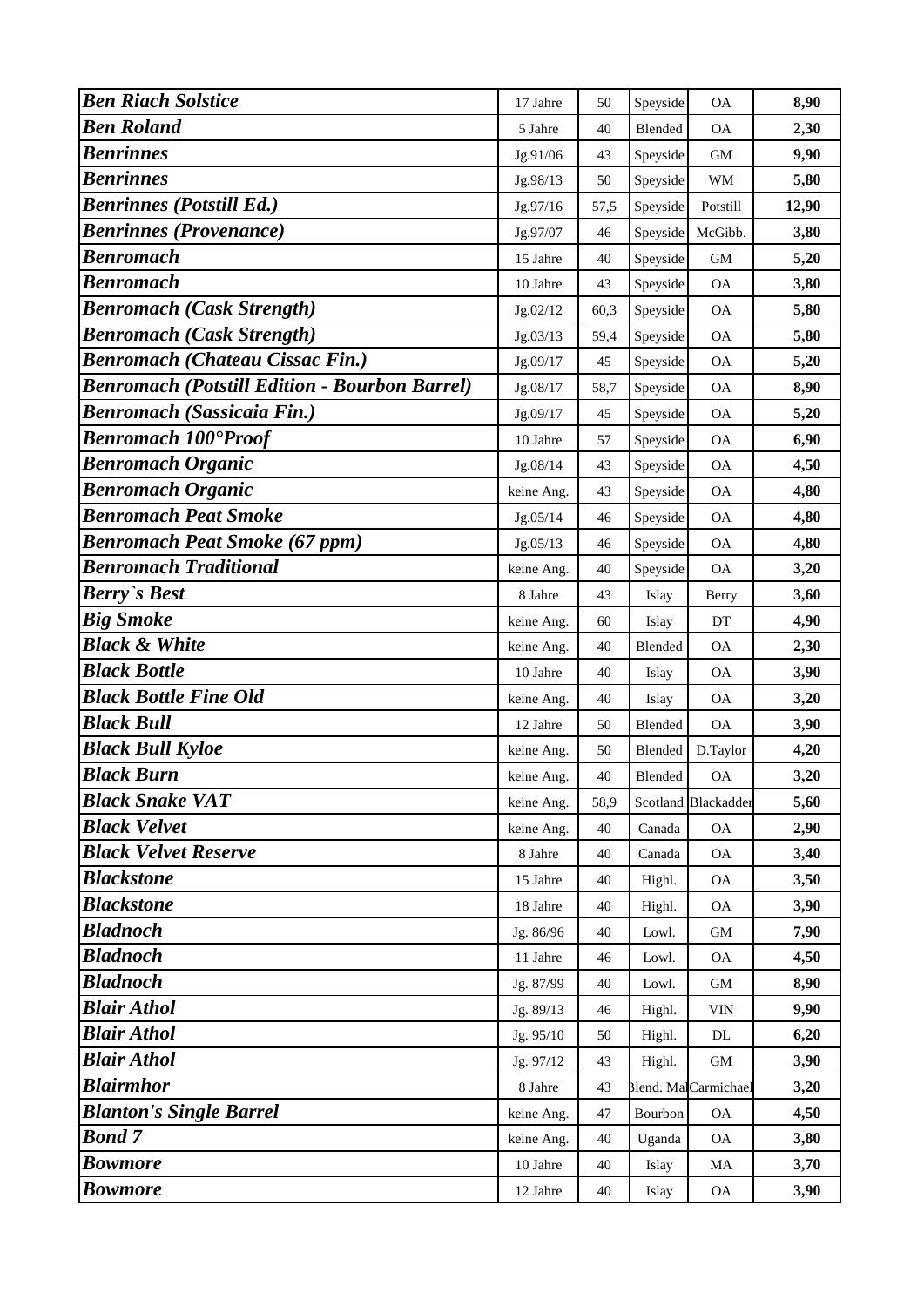| | | | | | |
|---|---|---|---|---|---|
| ***Ben Riach Solstice*** | 17 Jahre | 50 | Speyside | OA | **8,90** |
| ***Ben Roland*** | 5 Jahre | 40 | Blended | OA | **2,30** |
| ***Benrinnes*** | Jg.91/06 | 43 | Speyside | GM | **9,90** |
| ***Benrinnes*** | Jg.98/13 | 50 | Speyside | WM | **5,80** |
| ***Benrinnes (Potstill Ed.)*** | Jg.97/16 | 57,5 | Speyside | Potstill | **12,90** |
| ***Benrinnes (Provenance)*** | Jg.97/07 | 46 | Speyside | McGibb. | **3,80** |
| ***Benromach*** | 15 Jahre | 40 | Speyside | GM | **5,20** |
| ***Benromach*** | 10 Jahre | 43 | Speyside | OA | **3,80** |
| ***Benromach (Cask Strength)*** | Jg.02/12 | 60,3 | Speyside | OA | **5,80** |
| ***Benromach (Cask Strength)*** | Jg.03/13 | 59,4 | Speyside | OA | **5,80** |
| ***Benromach (Chateau Cissac Fin.)*** | Jg.09/17 | 45 | Speyside | OA | **5,20** |
| ***Benromach (Potstill Edition - Bourbon Barrel)*** | Jg.08/17 | 58,7 | Speyside | OA | **8,90** |
| ***Benromach (Sassicaia Fin.)*** | Jg.09/17 | 45 | Speyside | OA | **5,20** |
| ***Benromach 100°Proof*** | 10 Jahre | 57 | Speyside | OA | **6,90** |
| ***Benromach Organic*** | Jg.08/14 | 43 | Speyside | OA | **4,50** |
| ***Benromach Organic*** | keine Ang. | 43 | Speyside | OA | **4,80** |
| ***Benromach Peat Smoke*** | Jg.05/14 | 46 | Speyside | OA | **4,80** |
| ***Benromach Peat Smoke (67 ppm)*** | Jg.05/13 | 46 | Speyside | OA | **4,80** |
| ***Benromach Traditional*** | keine Ang. | 40 | Speyside | OA | **3,20** |
| ***Berry`s Best*** | 8 Jahre | 43 | Islay | Berry | **3,60** |
| ***Big Smoke*** | keine Ang. | 60 | Islay | DT | **4,90** |
| ***Black & White*** | keine Ang. | 40 | Blended | OA | **2,30** |
| ***Black Bottle*** | 10 Jahre | 40 | Islay | OA | **3,90** |
| ***Black Bottle Fine Old*** | keine Ang. | 40 | Islay | OA | **3,20** |
| ***Black Bull*** | 12 Jahre | 50 | Blended | OA | **3,90** |
| ***Black Bull Kyloe*** | keine Ang. | 50 | Blended | D.Taylor | **4,20** |
| ***Black Burn*** | keine Ang. | 40 | Blended | OA | **3,20** |
| ***Black Snake VAT*** | keine Ang. | 58,9 | Scotland | Blackadder | **5,60** |
| ***Black Velvet*** | keine Ang. | 40 | Canada | OA | **2,90** |
| ***Black Velvet Reserve*** | 8 Jahre | 40 | Canada | OA | **3,40** |
| ***Blackstone*** | 15 Jahre | 40 | Highl. | OA | **3,50** |
| ***Blackstone*** | 18 Jahre | 40 | Highl. | OA | **3,90** |
| ***Bladnoch*** | Jg. 86/96 | 40 | Lowl. | GM | **7,90** |
| ***Bladnoch*** | 11 Jahre | 46 | Lowl. | OA | **4,50** |
| ***Bladnoch*** | Jg. 87/99 | 40 | Lowl. | GM | **8,90** |
| ***Blair Athol*** | Jg. 89/13 | 46 | Highl. | VIN | **9,90** |
| ***Blair Athol*** | Jg. 95/10 | 50 | Highl. | DL | **6,20** |
| ***Blair Athol*** | Jg. 97/12 | 43 | Highl. | GM | **3,90** |
| ***Blairmhor*** | 8 Jahre | 43 | Blend. Mal | Carmichael | **3,20** |
| ***Blanton's Single Barrel*** | keine Ang. | 47 | Bourbon | OA | **4,50** |
| ***Bond 7*** | keine Ang. | 40 | Uganda | OA | **3,80** |
| ***Bowmore*** | 10 Jahre | 40 | Islay | MA | **3,70** |
| ***Bowmore*** | 12 Jahre | 40 | Islay | OA | **3,90** |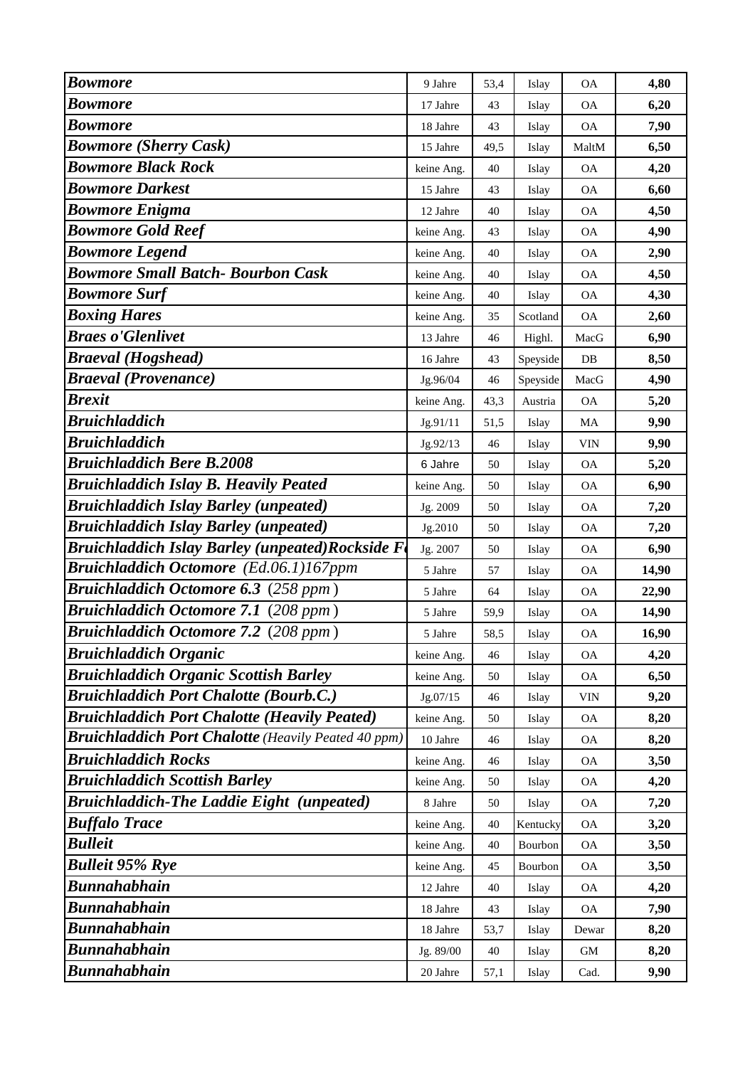| | | | | | |
|---|---|---|---|---|---|
| ***Bowmore*** | 9 Jahre | 53,4 | Islay | OA | **4,80** |
| ***Bowmore*** | 17 Jahre | 43 | Islay | OA | **6,20** |
| ***Bowmore*** | 18 Jahre | 43 | Islay | OA | **7,90** |
| ***Bowmore (Sherry Cask)*** | 15 Jahre | 49,5 | Islay | MaltM | **6,50** |
| ***Bowmore Black Rock*** | keine Ang. | 40 | Islay | OA | **4,20** |
| ***Bowmore Darkest*** | 15 Jahre | 43 | Islay | OA | **6,60** |
| ***Bowmore Enigma*** | 12 Jahre | 40 | Islay | OA | **4,50** |
| ***Bowmore Gold Reef*** | keine Ang. | 43 | Islay | OA | **4,90** |
| ***Bowmore Legend*** | keine Ang. | 40 | Islay | OA | **2,90** |
| ***Bowmore Small Batch- Bourbon Cask*** | keine Ang. | 40 | Islay | OA | **4,50** |
| ***Bowmore Surf*** | keine Ang. | 40 | Islay | OA | **4,30** |
| ***Boxing Hares*** | keine Ang. | 35 | Scotland | OA | **2,60** |
| ***Braes o'Glenlivet*** | 13 Jahre | 46 | Highl. | MacG | **6,90** |
| ***Braeval (Hogshead)*** | 16 Jahre | 43 | Speyside | DB | **8,50** |
| ***Braeval (Provenance)*** | Jg.96/04 | 46 | Speyside | MacG | **4,90** |
| ***Brexit*** | keine Ang. | 43,3 | Austria | OA | **5,20** |
| ***Bruichladdich*** | Jg.91/11 | 51,5 | Islay | MA | **9,90** |
| ***Bruichladdich*** | Jg.92/13 | 46 | Islay | VIN | **9,90** |
| ***Bruichladdich Bere B.2008*** | 6 Jahre | 50 | Islay | OA | **5,20** |
| ***Bruichladdich Islay B. Heavily Peated*** | keine Ang. | 50 | Islay | OA | **6,90** |
| ***Bruichladdich Islay Barley (unpeated)*** | Jg. 2009 | 50 | Islay | OA | **7,20** |
| ***Bruichladdich Islay Barley (unpeated)*** | Jg.2010 | 50 | Islay | OA | **7,20** |
| ***Bruichladdich Islay Barley (unpeated)Rockside F*** | Jg. 2007 | 50 | Islay | OA | **6,90** |
| ***Bruichladdich Octomore*** *(Ed.06.1)167ppm* | 5 Jahre | 57 | Islay | OA | **14,90** |
| ***Bruichladdich Octomore 6.3*** *(258 ppm)* | 5 Jahre | 64 | Islay | OA | **22,90** |
| ***Bruichladdich Octomore 7.1*** *(208 ppm)* | 5 Jahre | 59,9 | Islay | OA | **14,90** |
| ***Bruichladdich Octomore 7.2*** *(208 ppm)* | 5 Jahre | 58,5 | Islay | OA | **16,90** |
| ***Bruichladdich Organic*** | keine Ang. | 46 | Islay | OA | **4,20** |
| ***Bruichladdich Organic Scottish Barley*** | keine Ang. | 50 | Islay | OA | **6,50** |
| ***Bruichladdich Port Chalotte (Bourb.C.)*** | Jg.07/15 | 46 | Islay | VIN | **9,20** |
| ***Bruichladdich Port Chalotte (Heavily Peated)*** | keine Ang. | 50 | Islay | OA | **8,20** |
| ***Bruichladdich Port Chalotte*** *(Heavily Peated 40 ppm)* | 10 Jahre | 46 | Islay | OA | **8,20** |
| ***Bruichladdich Rocks*** | keine Ang. | 46 | Islay | OA | **3,50** |
| ***Bruichladdich Scottish Barley*** | keine Ang. | 50 | Islay | OA | **4,20** |
| ***Bruichladdich-The Laddie Eight (unpeated)*** | 8 Jahre | 50 | Islay | OA | **7,20** |
| ***Buffalo Trace*** | keine Ang. | 40 | Kentucky | OA | **3,20** |
| ***Bulleit*** | keine Ang. | 40 | Bourbon | OA | **3,50** |
| ***Bulleit 95% Rye*** | keine Ang. | 45 | Bourbon | OA | **3,50** |
| ***Bunnahabhain*** | 12 Jahre | 40 | Islay | OA | **4,20** |
| ***Bunnahabhain*** | 18 Jahre | 43 | Islay | OA | **7,90** |
| ***Bunnahabhain*** | 18 Jahre | 53,7 | Islay | Dewar | **8,20** |
| ***Bunnahabhain*** | Jg. 89/00 | 40 | Islay | GM | **8,20** |
| ***Bunnahabhain*** | 20 Jahre | 57,1 | Islay | Cad. | **9,90** |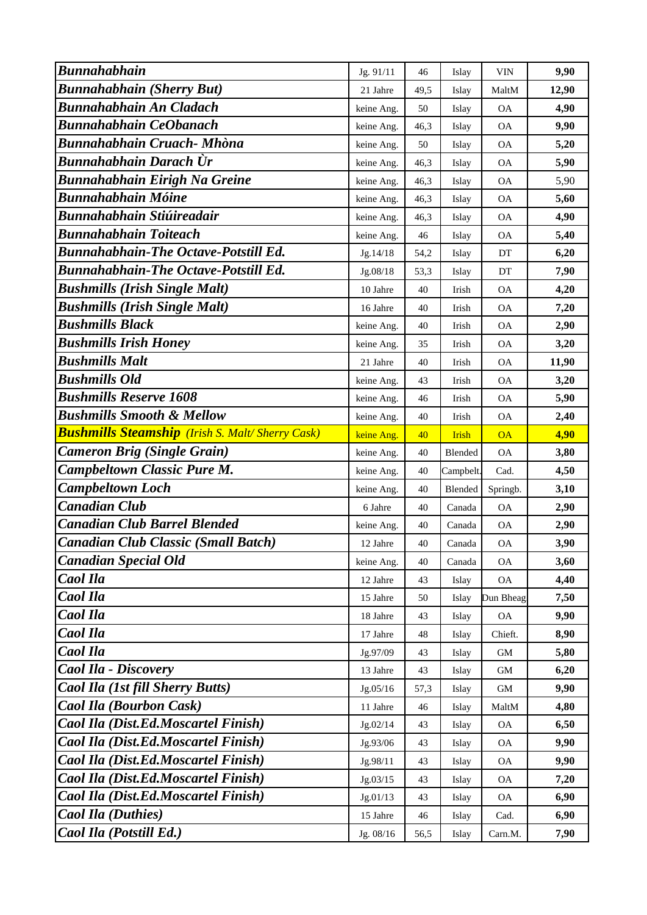| | | | | | |
|---|---|---|---|---|---|
| ***Bunnahabhain*** | Jg. 91/11 | 46 | Islay | VIN | **9,90** |
| ***Bunnahabhain (Sherry But)*** | 21 Jahre | 49,5 | Islay | MaltM | **12,90** |
| ***Bunnahabhain An Cladach*** | keine Ang. | 50 | Islay | OA | **4,90** |
| ***Bunnahabhain CeObanach*** | keine Ang. | 46,3 | Islay | OA | **9,90** |
| ***Bunnahabhain Cruach- Mhòna*** | keine Ang. | 50 | Islay | OA | **5,20** |
| ***Bunnahabhain Darach Ùr*** | keine Ang. | 46,3 | Islay | OA | **5,90** |
| ***Bunnahabhain Eirigh Na Greine*** | keine Ang. | 46,3 | Islay | OA | 5,90 |
| ***Bunnahabhain Móine*** | keine Ang. | 46,3 | Islay | OA | **5,60** |
| ***Bunnahabhain Stiúireadair*** | keine Ang. | 46,3 | Islay | OA | **4,90** |
| ***Bunnahabhain Toiteach*** | keine Ang. | 46 | Islay | OA | **5,40** |
| ***Bunnahabhain-The Octave-Potstill Ed.*** | Jg.14/18 | 54,2 | Islay | DT | **6,20** |
| ***Bunnahabhain-The Octave-Potstill Ed.*** | Jg.08/18 | 53,3 | Islay | DT | **7,90** |
| ***Bushmills (Irish Single Malt)*** | 10 Jahre | 40 | Irish | OA | **4,20** |
| ***Bushmills (Irish Single Malt)*** | 16 Jahre | 40 | Irish | OA | **7,20** |
| ***Bushmills Black*** | keine Ang. | 40 | Irish | OA | **2,90** |
| ***Bushmills Irish Honey*** | keine Ang. | 35 | Irish | OA | **3,20** |
| ***Bushmills Malt*** | 21 Jahre | 40 | Irish | OA | **11,90** |
| ***Bushmills Old*** | keine Ang. | 43 | Irish | OA | **3,20** |
| ***Bushmills Reserve 1608*** | keine Ang. | 46 | Irish | OA | **5,90** |
| ***Bushmills Smooth & Mellow*** | keine Ang. | 40 | Irish | OA | **2,40** |
| ***Bushmills Steamship*** *(Irish S. Malt/ Sherry Cask)* | keine Ang. | 40 | Irish | OA | **4,90** |
| ***Cameron Brig (Single Grain)*** | keine Ang. | 40 | Blended | OA | **3,80** |
| ***Campbeltown Classic Pure M.*** | keine Ang. | 40 | Campbelt. | Cad. | **4,50** |
| ***Campbeltown Loch*** | keine Ang. | 40 | Blended | Springb. | **3,10** |
| ***Canadian Club*** | 6 Jahre | 40 | Canada | OA | **2,90** |
| ***Canadian Club Barrel Blended*** | keine Ang. | 40 | Canada | OA | **2,90** |
| ***Canadian Club Classic (Small Batch)*** | 12 Jahre | 40 | Canada | OA | **3,90** |
| ***Canadian Special Old*** | keine Ang. | 40 | Canada | OA | **3,60** |
| ***Caol Ila*** | 12 Jahre | 43 | Islay | OA | **4,40** |
| ***Caol Ila*** | 15 Jahre | 50 | Islay | Dun Bheag | **7,50** |
| ***Caol Ila*** | 18 Jahre | 43 | Islay | OA | **9,90** |
| ***Caol Ila*** | 17 Jahre | 48 | Islay | Chieft. | **8,90** |
| ***Caol Ila*** | Jg.97/09 | 43 | Islay | GM | **5,80** |
| ***Caol Ila - Discovery*** | 13 Jahre | 43 | Islay | GM | **6,20** |
| ***Caol Ila (1st fill Sherry Butts)*** | Jg.05/16 | 57,3 | Islay | GM | **9,90** |
| ***Caol Ila (Bourbon Cask)*** | 11 Jahre | 46 | Islay | MaltM | **4,80** |
| ***Caol Ila (Dist.Ed.Moscartel Finish)*** | Jg.02/14 | 43 | Islay | OA | **6,50** |
| ***Caol Ila (Dist.Ed.Moscartel Finish)*** | Jg.93/06 | 43 | Islay | OA | **9,90** |
| ***Caol Ila (Dist.Ed.Moscartel Finish)*** | Jg.98/11 | 43 | Islay | OA | **9,90** |
| ***Caol Ila (Dist.Ed.Moscartel Finish)*** | Jg.03/15 | 43 | Islay | OA | **7,20** |
| ***Caol Ila (Dist.Ed.Moscartel Finish)*** | Jg.01/13 | 43 | Islay | OA | **6,90** |
| ***Caol Ila (Duthies)*** | 15 Jahre | 46 | Islay | Cad. | **6,90** |
| ***Caol Ila (Potstill Ed.)*** | Jg. 08/16 | 56,5 | Islay | Carn.M. | **7,90** |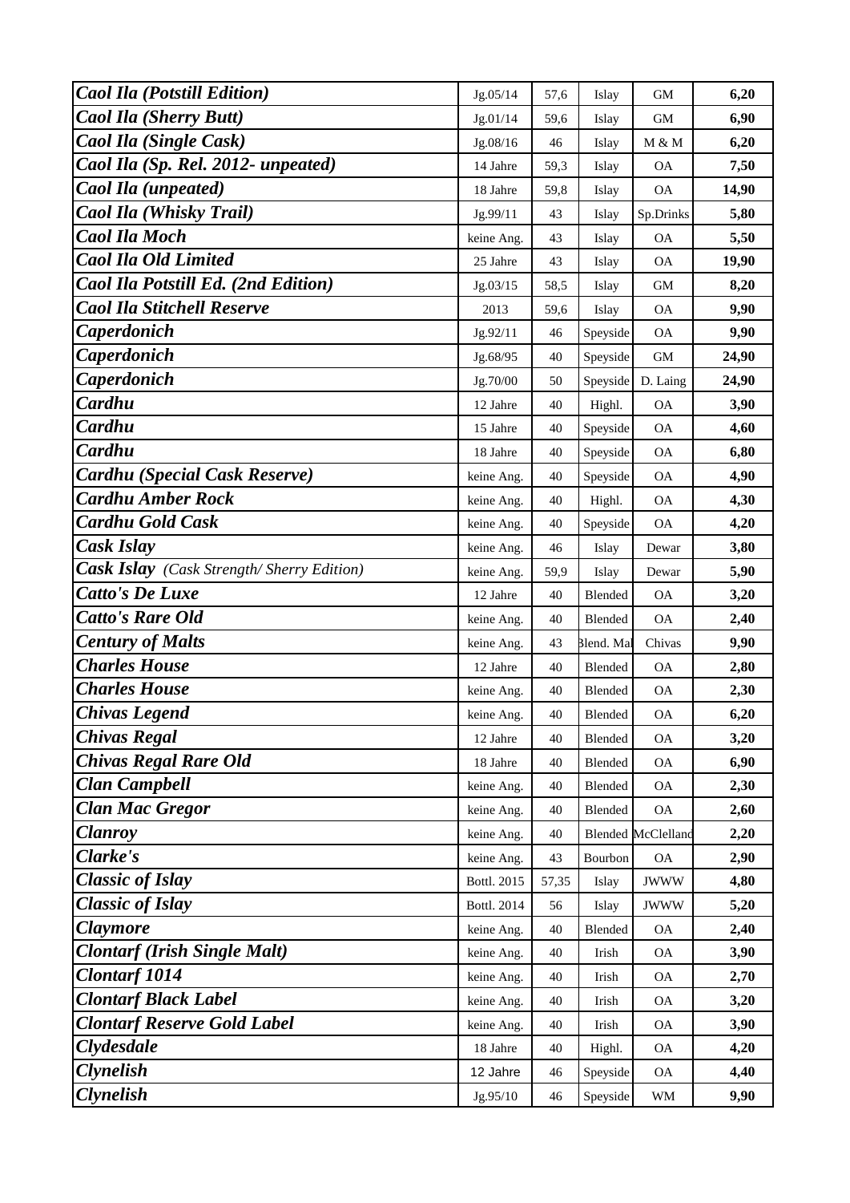| | | | | | |
|---|---|---|---|---|---|
| ***Caol Ila (Potstill Edition)*** | Jg.05/14 | 57,6 | Islay | GM | **6,20** |
| ***Caol Ila (Sherry Butt)*** | Jg.01/14 | 59,6 | Islay | GM | **6,90** |
| ***Caol Ila (Single Cask)*** | Jg.08/16 | 46 | Islay | M & M | **6,20** |
| ***Caol Ila (Sp. Rel. 2012- unpeated)*** | 14 Jahre | 59,3 | Islay | OA | **7,50** |
| ***Caol Ila (unpeated)*** | 18 Jahre | 59,8 | Islay | OA | **14,90** |
| ***Caol Ila (Whisky Trail)*** | Jg.99/11 | 43 | Islay | Sp.Drinks | **5,80** |
| ***Caol Ila Moch*** | keine Ang. | 43 | Islay | OA | **5,50** |
| ***Caol Ila Old Limited*** | 25 Jahre | 43 | Islay | OA | **19,90** |
| ***Caol Ila Potstill Ed. (2nd Edition)*** | Jg.03/15 | 58,5 | Islay | GM | **8,20** |
| ***Caol Ila Stitchell Reserve*** | 2013 | 59,6 | Islay | OA | **9,90** |
| ***Caperdonich*** | Jg.92/11 | 46 | Speyside | OA | **9,90** |
| ***Caperdonich*** | Jg.68/95 | 40 | Speyside | GM | **24,90** |
| ***Caperdonich*** | Jg.70/00 | 50 | Speyside | D. Laing | **24,90** |
| ***Cardhu*** | 12 Jahre | 40 | Highl. | OA | **3,90** |
| ***Cardhu*** | 15 Jahre | 40 | Speyside | OA | **4,60** |
| ***Cardhu*** | 18 Jahre | 40 | Speyside | OA | **6,80** |
| ***Cardhu (Special Cask Reserve)*** | keine Ang. | 40 | Speyside | OA | **4,90** |
| ***Cardhu Amber Rock*** | keine Ang. | 40 | Highl. | OA | **4,30** |
| ***Cardhu Gold Cask*** | keine Ang. | 40 | Speyside | OA | **4,20** |
| ***Cask Islay*** | keine Ang. | 46 | Islay | Dewar | **3,80** |
| ***Cask Islay*** *(Cask Strength/ Sherry Edition)* | keine Ang. | 59,9 | Islay | Dewar | **5,90** |
| ***Catto's De Luxe*** | 12 Jahre | 40 | Blended | OA | **3,20** |
| ***Catto's Rare Old*** | keine Ang. | 40 | Blended | OA | **2,40** |
| ***Century of Malts*** | keine Ang. | 43 | Blend. Mal | Chivas | **9,90** |
| ***Charles House*** | 12 Jahre | 40 | Blended | OA | **2,80** |
| ***Charles House*** | keine Ang. | 40 | Blended | OA | **2,30** |
| ***Chivas Legend*** | keine Ang. | 40 | Blended | OA | **6,20** |
| ***Chivas Regal*** | 12 Jahre | 40 | Blended | OA | **3,20** |
| ***Chivas Regal Rare Old*** | 18 Jahre | 40 | Blended | OA | **6,90** |
| ***Clan Campbell*** | keine Ang. | 40 | Blended | OA | **2,30** |
| ***Clan Mac Gregor*** | keine Ang. | 40 | Blended | OA | **2,60** |
| ***Clanroy*** | keine Ang. | 40 | Blended | McClelland | **2,20** |
| ***Clarke's*** | keine Ang. | 43 | Bourbon | OA | **2,90** |
| ***Classic of Islay*** | Bottl. 2015 | 57,35 | Islay | JWWW | **4,80** |
| ***Classic of Islay*** | Bottl. 2014 | 56 | Islay | JWWW | **5,20** |
| ***Claymore*** | keine Ang. | 40 | Blended | OA | **2,40** |
| ***Clontarf (Irish Single Malt)*** | keine Ang. | 40 | Irish | OA | **3,90** |
| ***Clontarf 1014*** | keine Ang. | 40 | Irish | OA | **2,70** |
| ***Clontarf Black Label*** | keine Ang. | 40 | Irish | OA | **3,20** |
| ***Clontarf Reserve Gold Label*** | keine Ang. | 40 | Irish | OA | **3,90** |
| ***Clydesdale*** | 18 Jahre | 40 | Highl. | OA | **4,20** |
| ***Clynelish*** | 12 Jahre | 46 | Speyside | OA | **4,40** |
| ***Clynelish*** | Jg.95/10 | 46 | Speyside | WM | **9,90** |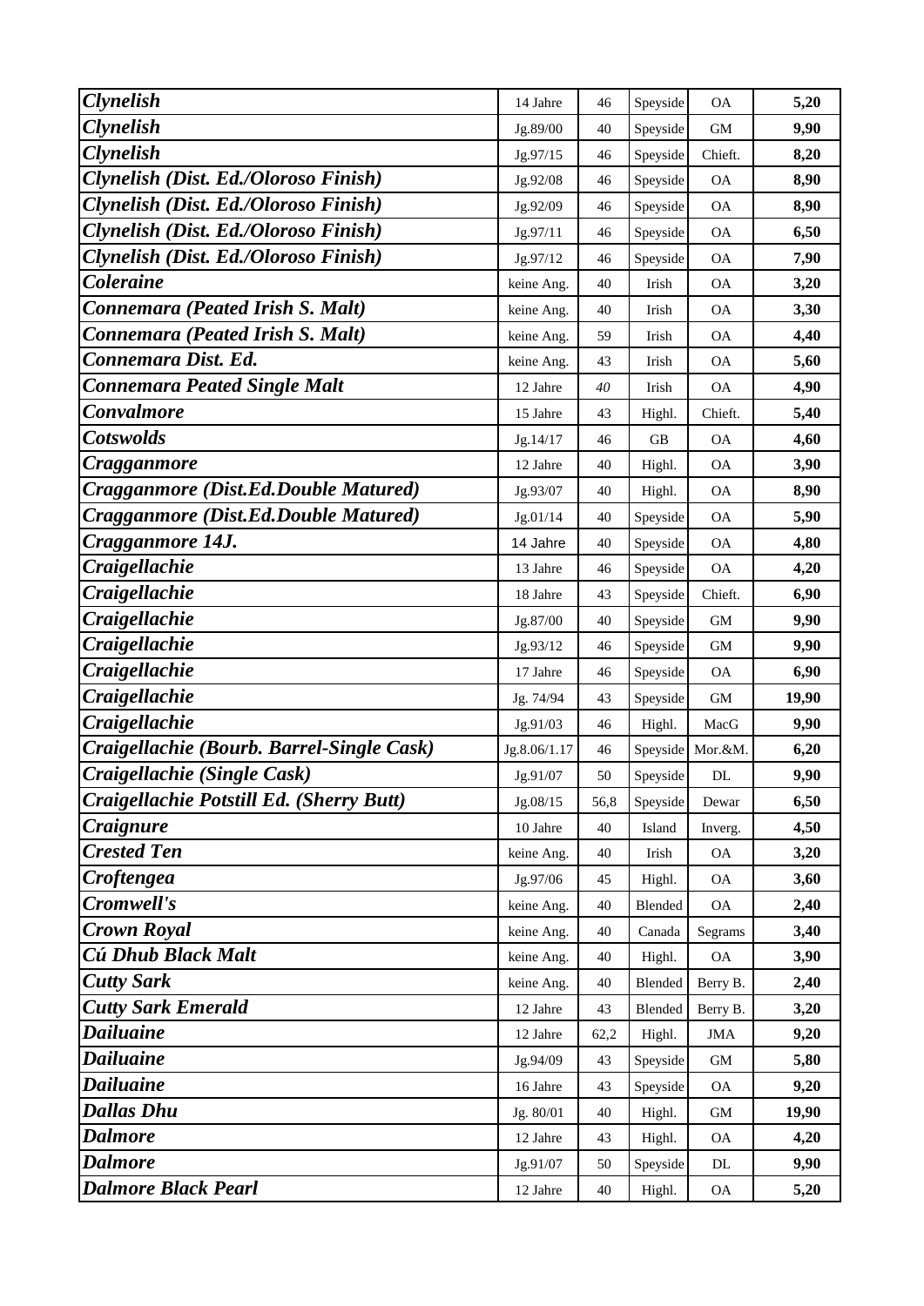| *Clynelish* | 14 Jahre | 46 | Speyside | OA | 5,20 |
|---|---|---|---|---|---|
| *Clynelish* | Jg.89/00 | 40 | Speyside | GM | 9,90 |
| *Clynelish* | Jg.97/15 | 46 | Speyside | Chieft. | 8,20 |
| *Clynelish (Dist. Ed./Oloroso Finish)* | Jg.92/08 | 46 | Speyside | OA | 8,90 |
| *Clynelish (Dist. Ed./Oloroso Finish)* | Jg.92/09 | 46 | Speyside | OA | 8,90 |
| *Clynelish (Dist. Ed./Oloroso Finish)* | Jg.97/11 | 46 | Speyside | OA | 6,50 |
| *Clynelish (Dist. Ed./Oloroso Finish)* | Jg.97/12 | 46 | Speyside | OA | 7,90 |
| *Coleraine* | keine Ang. | 40 | Irish | OA | 3,20 |
| *Connemara (Peated Irish S. Malt)* | keine Ang. | 40 | Irish | OA | 3,30 |
| *Connemara (Peated Irish S. Malt)* | keine Ang. | 59 | Irish | OA | 4,40 |
| *Connemara Dist. Ed.* | keine Ang. | 43 | Irish | OA | 5,60 |
| *Connemara Peated Single Malt* | 12 Jahre | 40 | Irish | OA | 4,90 |
| *Convalmore* | 15 Jahre | 43 | Highl. | Chieft. | 5,40 |
| *Cotswolds* | Jg.14/17 | 46 | GB | OA | 4,60 |
| *Cragganmore* | 12 Jahre | 40 | Highl. | OA | 3,90 |
| *Cragganmore (Dist.Ed.Double Matured)* | Jg.93/07 | 40 | Highl. | OA | 8,90 |
| *Cragganmore (Dist.Ed.Double Matured)* | Jg.01/14 | 40 | Speyside | OA | 5,90 |
| *Cragganmore 14J.* | 14 Jahre | 40 | Speyside | OA | 4,80 |
| *Craigellachie* | 13 Jahre | 46 | Speyside | OA | 4,20 |
| *Craigellachie* | 18 Jahre | 43 | Speyside | Chieft. | 6,90 |
| *Craigellachie* | Jg.87/00 | 40 | Speyside | GM | 9,90 |
| *Craigellachie* | Jg.93/12 | 46 | Speyside | GM | 9,90 |
| *Craigellachie* | 17 Jahre | 46 | Speyside | OA | 6,90 |
| *Craigellachie* | Jg. 74/94 | 43 | Speyside | GM | 19,90 |
| *Craigellachie* | Jg.91/03 | 46 | Highl. | MacG | 9,90 |
| *Craigellachie (Bourb. Barrel-Single Cask)* | Jg.8.06/1.17 | 46 | Speyside | Mor.&M. | 6,20 |
| *Craigellachie (Single Cask)* | Jg.91/07 | 50 | Speyside | DL | 9,90 |
| *Craigellachie Potstill Ed. (Sherry Butt)* | Jg.08/15 | 56,8 | Speyside | Dewar | 6,50 |
| *Craignure* | 10 Jahre | 40 | Island | Inverg. | 4,50 |
| *Crested Ten* | keine Ang. | 40 | Irish | OA | 3,20 |
| *Croftengea* | Jg.97/06 | 45 | Highl. | OA | 3,60 |
| *Cromwell's* | keine Ang. | 40 | Blended | OA | 2,40 |
| *Crown Royal* | keine Ang. | 40 | Canada | Segrams | 3,40 |
| *Cú Dhub Black Malt* | keine Ang. | 40 | Highl. | OA | 3,90 |
| *Cutty Sark* | keine Ang. | 40 | Blended | Berry B. | 2,40 |
| *Cutty Sark Emerald* | 12 Jahre | 43 | Blended | Berry B. | 3,20 |
| *Dailuaine* | 12 Jahre | 62,2 | Highl. | JMA | 9,20 |
| *Dailuaine* | Jg.94/09 | 43 | Speyside | GM | 5,80 |
| *Dailuaine* | 16 Jahre | 43 | Speyside | OA | 9,20 |
| *Dallas Dhu* | Jg. 80/01 | 40 | Highl. | GM | 19,90 |
| *Dalmore* | 12 Jahre | 43 | Highl. | OA | 4,20 |
| *Dalmore* | Jg.91/07 | 50 | Speyside | DL | 9,90 |
| *Dalmore Black Pearl* | 12 Jahre | 40 | Highl. | OA | 5,20 |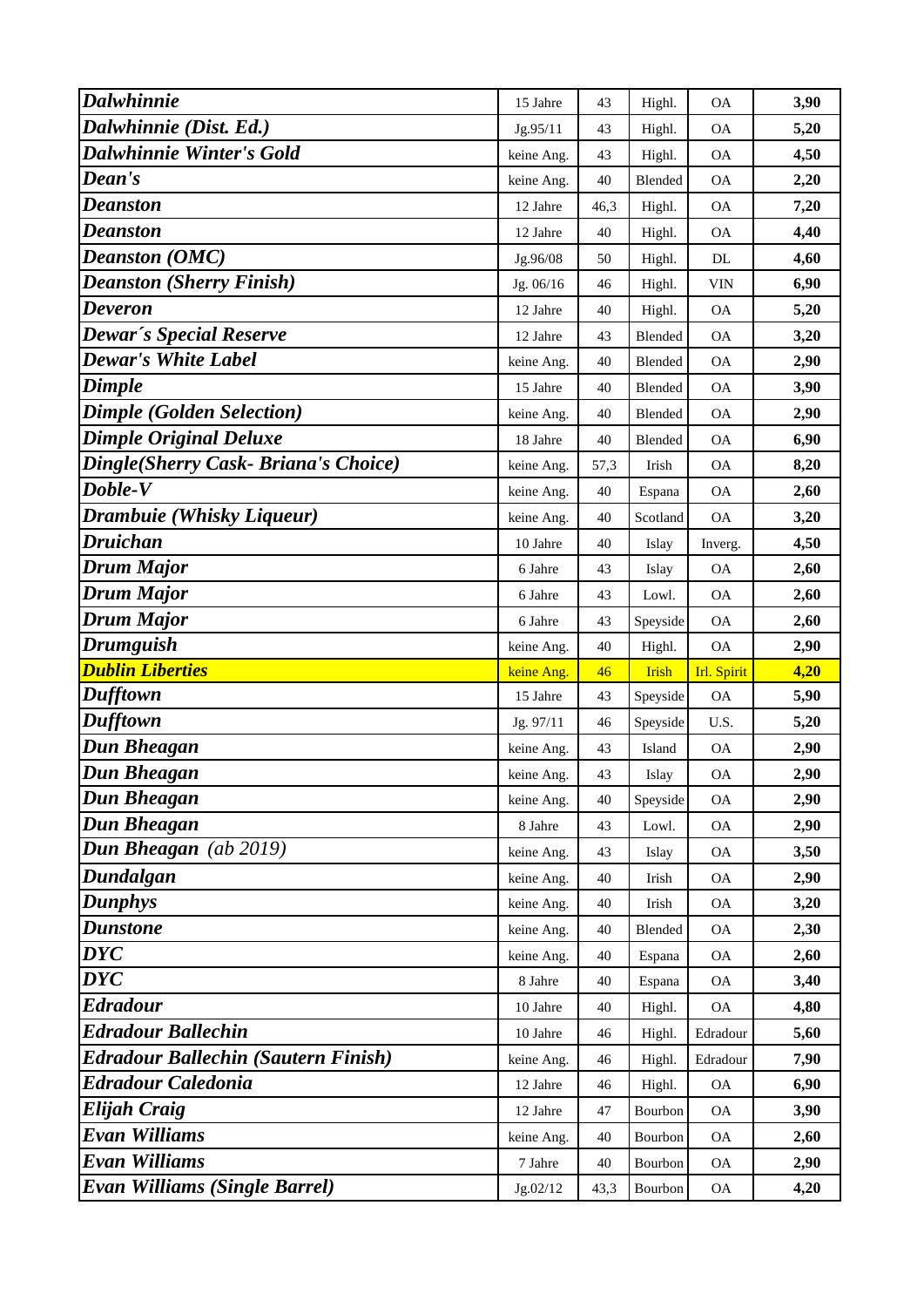| | | | | | |
|---|---|---|---|---|---|
| ***Dalwhinnie*** | 15 Jahre | 43 | Highl. | OA | **3,90** |
| ***Dalwhinnie (Dist. Ed.)*** | Jg.95/11 | 43 | Highl. | OA | **5,20** |
| ***Dalwhinnie Winter's Gold*** | keine Ang. | 43 | Highl. | OA | **4,50** |
| ***Dean's*** | keine Ang. | 40 | Blended | OA | **2,20** |
| ***Deanston*** | 12 Jahre | 46,3 | Highl. | OA | **7,20** |
| ***Deanston*** | 12 Jahre | 40 | Highl. | OA | **4,40** |
| ***Deanston (OMC)*** | Jg.96/08 | 50 | Highl. | DL | **4,60** |
| ***Deanston (Sherry Finish)*** | Jg. 06/16 | 46 | Highl. | VIN | **6,90** |
| ***Deveron*** | 12 Jahre | 40 | Highl. | OA | **5,20** |
| ***Dewar´s Special Reserve*** | 12 Jahre | 43 | Blended | OA | **3,20** |
| ***Dewar's White Label*** | keine Ang. | 40 | Blended | OA | **2,90** |
| ***Dimple*** | 15 Jahre | 40 | Blended | OA | **3,90** |
| ***Dimple (Golden Selection)*** | keine Ang. | 40 | Blended | OA | **2,90** |
| ***Dimple Original Deluxe*** | 18 Jahre | 40 | Blended | OA | **6,90** |
| ***Dingle(Sherry Cask- Briana's Choice)*** | keine Ang. | 57,3 | Irish | OA | **8,20** |
| ***Doble-V*** | keine Ang. | 40 | Espana | OA | **2,60** |
| ***Drambuie (Whisky Liqueur)*** | keine Ang. | 40 | Scotland | OA | **3,20** |
| ***Druichan*** | 10 Jahre | 40 | Islay | Inverg. | **4,50** |
| ***Drum Major*** | 6 Jahre | 43 | Islay | OA | **2,60** |
| ***Drum Major*** | 6 Jahre | 43 | Lowl. | OA | **2,60** |
| ***Drum Major*** | 6 Jahre | 43 | Speyside | OA | **2,60** |
| ***Drumguish*** | keine Ang. | 40 | Highl. | OA | **2,90** |
| ***Dublin Liberties*** | keine Ang. | 46 | Irish | Irl. Spirit | **4,20** |
| ***Dufftown*** | 15 Jahre | 43 | Speyside | OA | **5,90** |
| ***Dufftown*** | Jg. 97/11 | 46 | Speyside | U.S. | **5,20** |
| ***Dun Bheagan*** | keine Ang. | 43 | Island | OA | **2,90** |
| ***Dun Bheagan*** | keine Ang. | 43 | Islay | OA | **2,90** |
| ***Dun Bheagan*** | keine Ang. | 40 | Speyside | OA | **2,90** |
| ***Dun Bheagan*** | 8 Jahre | 43 | Lowl. | OA | **2,90** |
| ***Dun Bheagan*** *(ab 2019)* | keine Ang. | 43 | Islay | OA | **3,50** |
| ***Dundalgan*** | keine Ang. | 40 | Irish | OA | **2,90** |
| ***Dunphys*** | keine Ang. | 40 | Irish | OA | **3,20** |
| ***Dunstone*** | keine Ang. | 40 | Blended | OA | **2,30** |
| ***DYC*** | keine Ang. | 40 | Espana | OA | **2,60** |
| ***DYC*** | 8 Jahre | 40 | Espana | OA | **3,40** |
| ***Edradour*** | 10 Jahre | 40 | Highl. | OA | **4,80** |
| ***Edradour Ballechin*** | 10 Jahre | 46 | Highl. | Edradour | **5,60** |
| ***Edradour Ballechin (Sautern Finish)*** | keine Ang. | 46 | Highl. | Edradour | **7,90** |
| ***Edradour Caledonia*** | 12 Jahre | 46 | Highl. | OA | **6,90** |
| ***Elijah Craig*** | 12 Jahre | 47 | Bourbon | OA | **3,90** |
| ***Evan Williams*** | keine Ang. | 40 | Bourbon | OA | **2,60** |
| ***Evan Williams*** | 7 Jahre | 40 | Bourbon | OA | **2,90** |
| ***Evan Williams (Single Barrel)*** | Jg.02/12 | 43,3 | Bourbon | OA | **4,20** |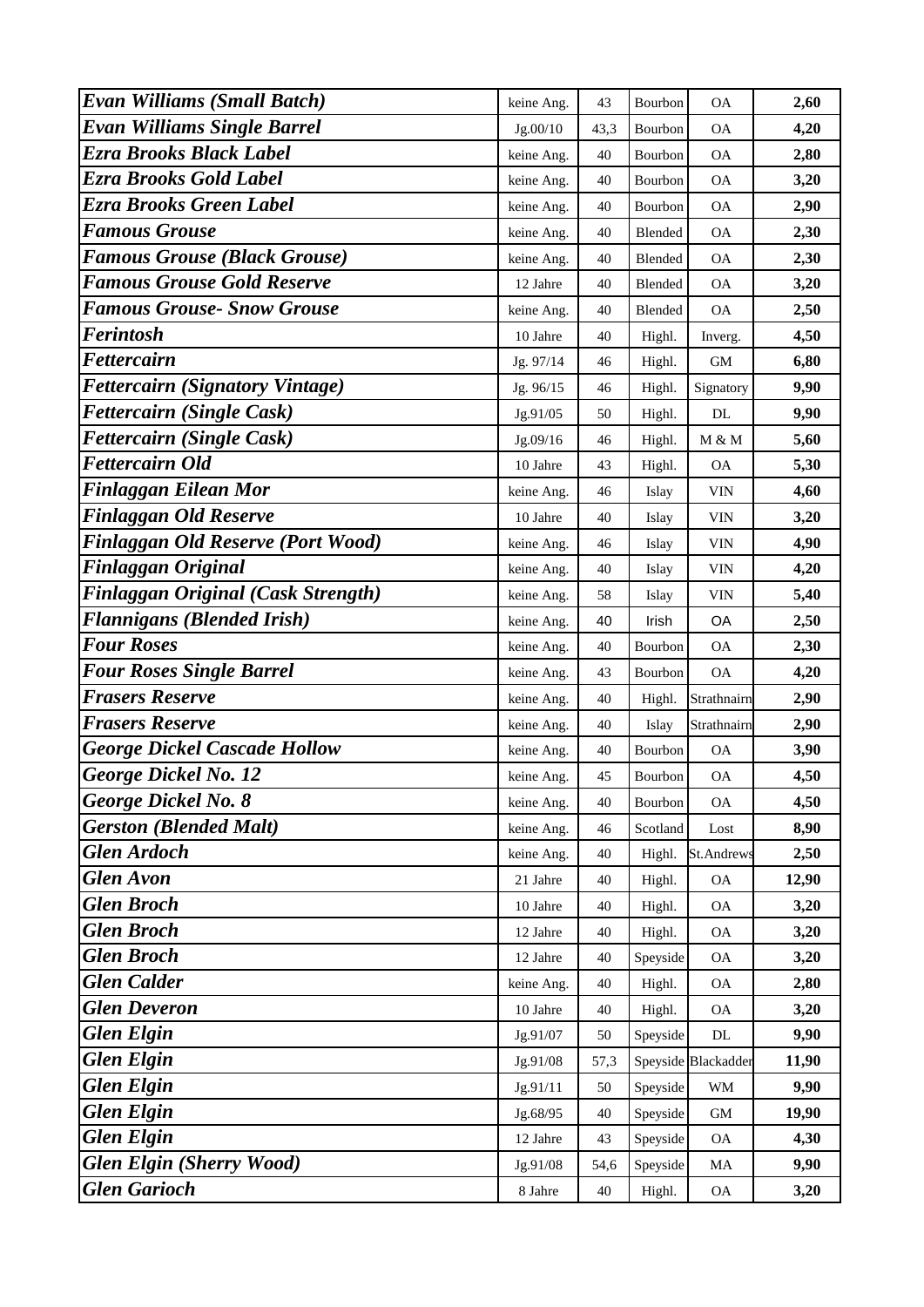| | | | | | |
|---|---|---|---|---|---|
| ***Evan Williams (Small Batch)*** | keine Ang. | 43 | Bourbon | OA | **2,60** |
| ***Evan Williams Single Barrel*** | Jg.00/10 | 43,3 | Bourbon | OA | **4,20** |
| ***Ezra Brooks Black Label*** | keine Ang. | 40 | Bourbon | OA | **2,80** |
| ***Ezra Brooks Gold Label*** | keine Ang. | 40 | Bourbon | OA | **3,20** |
| ***Ezra Brooks Green Label*** | keine Ang. | 40 | Bourbon | OA | **2,90** |
| ***Famous Grouse*** | keine Ang. | 40 | Blended | OA | **2,30** |
| ***Famous Grouse (Black Grouse)*** | keine Ang. | 40 | Blended | OA | **2,30** |
| ***Famous Grouse Gold Reserve*** | 12 Jahre | 40 | Blended | OA | **3,20** |
| ***Famous Grouse- Snow Grouse*** | keine Ang. | 40 | Blended | OA | **2,50** |
| ***Ferintosh*** | 10 Jahre | 40 | Highl. | Inverg. | **4,50** |
| ***Fettercairn*** | Jg. 97/14 | 46 | Highl. | GM | **6,80** |
| ***Fettercairn (Signatory Vintage)*** | Jg. 96/15 | 46 | Highl. | Signatory | **9,90** |
| ***Fettercairn (Single Cask)*** | Jg.91/05 | 50 | Highl. | DL | **9,90** |
| ***Fettercairn (Single Cask)*** | Jg.09/16 | 46 | Highl. | M & M | **5,60** |
| ***Fettercairn Old*** | 10 Jahre | 43 | Highl. | OA | **5,30** |
| ***Finlaggan Eilean Mor*** | keine Ang. | 46 | Islay | VIN | **4,60** |
| ***Finlaggan Old Reserve*** | 10 Jahre | 40 | Islay | VIN | **3,20** |
| ***Finlaggan Old Reserve (Port Wood)*** | keine Ang. | 46 | Islay | VIN | **4,90** |
| ***Finlaggan Original*** | keine Ang. | 40 | Islay | VIN | **4,20** |
| ***Finlaggan Original (Cask Strength)*** | keine Ang. | 58 | Islay | VIN | **5,40** |
| ***Flannigans (Blended Irish)*** | keine Ang. | 40 | Irish | OA | **2,50** |
| ***Four Roses*** | keine Ang. | 40 | Bourbon | OA | **2,30** |
| ***Four Roses Single Barrel*** | keine Ang. | 43 | Bourbon | OA | **4,20** |
| ***Frasers Reserve*** | keine Ang. | 40 | Highl. | Strathnairn | **2,90** |
| ***Frasers Reserve*** | keine Ang. | 40 | Islay | Strathnairn | **2,90** |
| ***George Dickel Cascade Hollow*** | keine Ang. | 40 | Bourbon | OA | **3,90** |
| ***George Dickel No. 12*** | keine Ang. | 45 | Bourbon | OA | **4,50** |
| ***George Dickel No. 8*** | keine Ang. | 40 | Bourbon | OA | **4,50** |
| ***Gerston (Blended Malt)*** | keine Ang. | 46 | Scotland | Lost | **8,90** |
| ***Glen Ardoch*** | keine Ang. | 40 | Highl. | St.Andrews | **2,50** |
| ***Glen Avon*** | 21 Jahre | 40 | Highl. | OA | **12,90** |
| ***Glen Broch*** | 10 Jahre | 40 | Highl. | OA | **3,20** |
| ***Glen Broch*** | 12 Jahre | 40 | Highl. | OA | **3,20** |
| ***Glen Broch*** | 12 Jahre | 40 | Speyside | OA | **3,20** |
| ***Glen Calder*** | keine Ang. | 40 | Highl. | OA | **2,80** |
| ***Glen Deveron*** | 10 Jahre | 40 | Highl. | OA | **3,20** |
| ***Glen Elgin*** | Jg.91/07 | 50 | Speyside | DL | **9,90** |
| ***Glen Elgin*** | Jg.91/08 | 57,3 | Speyside | Blackadder | **11,90** |
| ***Glen Elgin*** | Jg.91/11 | 50 | Speyside | WM | **9,90** |
| ***Glen Elgin*** | Jg.68/95 | 40 | Speyside | GM | **19,90** |
| ***Glen Elgin*** | 12 Jahre | 43 | Speyside | OA | **4,30** |
| ***Glen Elgin (Sherry Wood)*** | Jg.91/08 | 54,6 | Speyside | MA | **9,90** |
| ***Glen Garioch*** | 8 Jahre | 40 | Highl. | OA | **3,20** |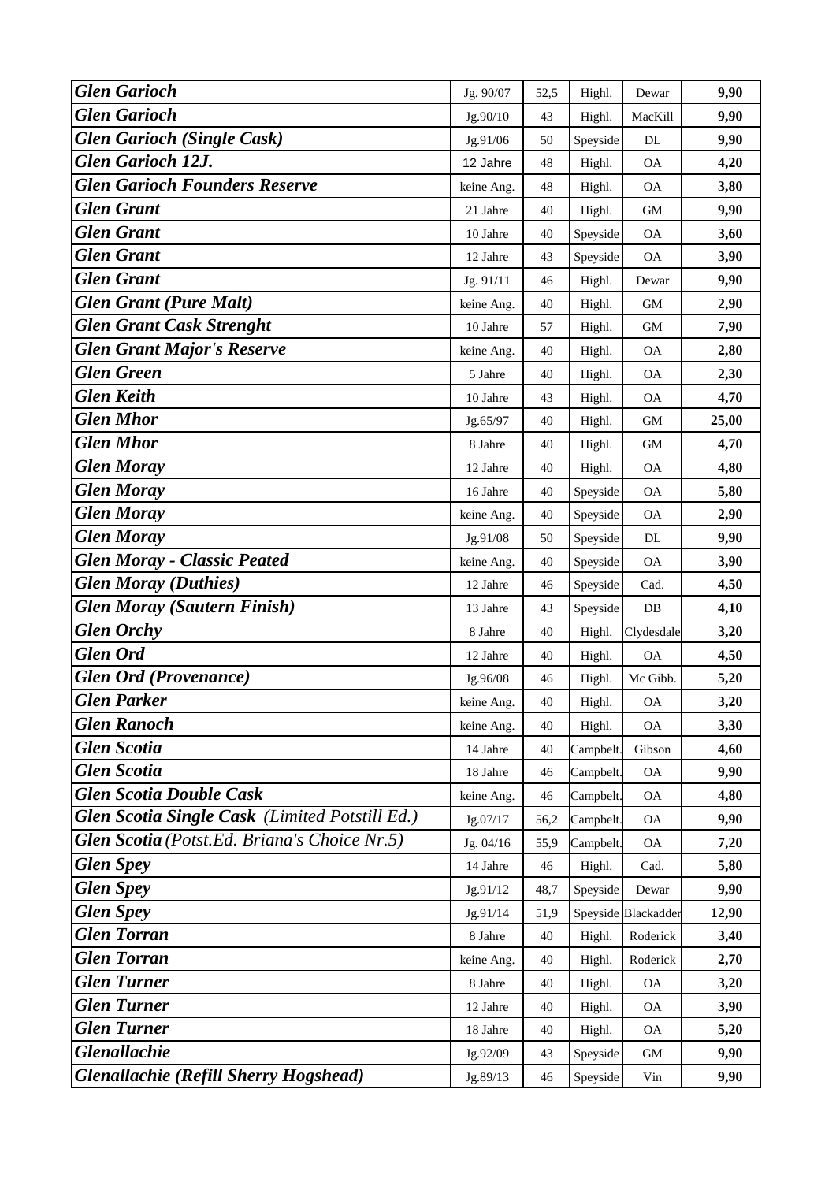| | | | | | |
|---|---|---|---|---|---|
| ***Glen Garioch*** | Jg. 90/07 | 52,5 | Highl. | Dewar | **9,90** |
| ***Glen Garioch*** | Jg.90/10 | 43 | Highl. | MacKill | **9,90** |
| ***Glen Garioch (Single Cask)*** | Jg.91/06 | 50 | Speyside | DL | **9,90** |
| ***Glen Garioch 12J.*** | 12 Jahre | 48 | Highl. | OA | **4,20** |
| ***Glen Garioch Founders Reserve*** | keine Ang. | 48 | Highl. | OA | **3,80** |
| ***Glen Grant*** | 21 Jahre | 40 | Highl. | GM | **9,90** |
| ***Glen Grant*** | 10 Jahre | 40 | Speyside | OA | **3,60** |
| ***Glen Grant*** | 12 Jahre | 43 | Speyside | OA | **3,90** |
| ***Glen Grant*** | Jg. 91/11 | 46 | Highl. | Dewar | **9,90** |
| ***Glen Grant (Pure Malt)*** | keine Ang. | 40 | Highl. | GM | **2,90** |
| ***Glen Grant Cask Strenght*** | 10 Jahre | 57 | Highl. | GM | **7,90** |
| ***Glen Grant Major's Reserve*** | keine Ang. | 40 | Highl. | OA | **2,80** |
| ***Glen Green*** | 5 Jahre | 40 | Highl. | OA | **2,30** |
| ***Glen Keith*** | 10 Jahre | 43 | Highl. | OA | **4,70** |
| ***Glen Mhor*** | Jg.65/97 | 40 | Highl. | GM | **25,00** |
| ***Glen Mhor*** | 8 Jahre | 40 | Highl. | GM | **4,70** |
| ***Glen Moray*** | 12 Jahre | 40 | Highl. | OA | **4,80** |
| ***Glen Moray*** | 16 Jahre | 40 | Speyside | OA | **5,80** |
| ***Glen Moray*** | keine Ang. | 40 | Speyside | OA | **2,90** |
| ***Glen Moray*** | Jg.91/08 | 50 | Speyside | DL | **9,90** |
| ***Glen Moray - Classic Peated*** | keine Ang. | 40 | Speyside | OA | **3,90** |
| ***Glen Moray (Duthies)*** | 12 Jahre | 46 | Speyside | Cad. | **4,50** |
| ***Glen Moray (Sautern Finish)*** | 13 Jahre | 43 | Speyside | DB | **4,10** |
| ***Glen Orchy*** | 8 Jahre | 40 | Highl. | Clydesdale | **3,20** |
| ***Glen Ord*** | 12 Jahre | 40 | Highl. | OA | **4,50** |
| ***Glen Ord (Provenance)*** | Jg.96/08 | 46 | Highl. | Mc Gibb. | **5,20** |
| ***Glen Parker*** | keine Ang. | 40 | Highl. | OA | **3,20** |
| ***Glen Ranoch*** | keine Ang. | 40 | Highl. | OA | **3,30** |
| ***Glen Scotia*** | 14 Jahre | 40 | Campbelt. | Gibson | **4,60** |
| ***Glen Scotia*** | 18 Jahre | 46 | Campbelt. | OA | **9,90** |
| ***Glen Scotia Double Cask*** | keine Ang. | 46 | Campbelt. | OA | **4,80** |
| ***Glen Scotia Single Cask*** *(Limited Potstill Ed.)* | Jg.07/17 | 56,2 | Campbelt. | OA | **9,90** |
| ***Glen Scotia*** *(Potst.Ed. Briana's Choice Nr.5)* | Jg. 04/16 | 55,9 | Campbelt. | OA | **7,20** |
| ***Glen Spey*** | 14 Jahre | 46 | Highl. | Cad. | **5,80** |
| ***Glen Spey*** | Jg.91/12 | 48,7 | Speyside | Dewar | **9,90** |
| ***Glen Spey*** | Jg.91/14 | 51,9 | Speyside | Blackadder | **12,90** |
| ***Glen Torran*** | 8 Jahre | 40 | Highl. | Roderick | **3,40** |
| ***Glen Torran*** | keine Ang. | 40 | Highl. | Roderick | **2,70** |
| ***Glen Turner*** | 8 Jahre | 40 | Highl. | OA | **3,20** |
| ***Glen Turner*** | 12 Jahre | 40 | Highl. | OA | **3,90** |
| ***Glen Turner*** | 18 Jahre | 40 | Highl. | OA | **5,20** |
| ***Glenallachie*** | Jg.92/09 | 43 | Speyside | GM | **9,90** |
| ***Glenallachie (Refill Sherry Hogshead)*** | Jg.89/13 | 46 | Speyside | Vin | **9,90** |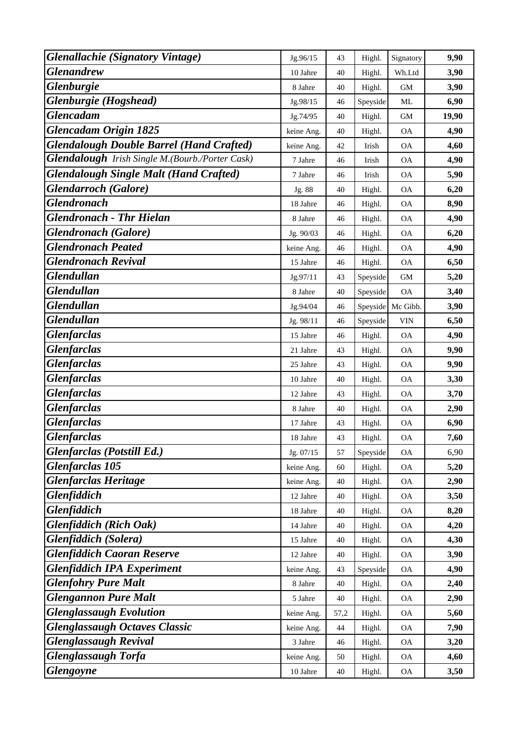| | | | | | |
|---|---|---|---|---|---|
| ***Glenallachie (Signatory Vintage)*** | Jg.96/15 | 43 | Highl. | Signatory | **9,90** |
| ***Glenandrew*** | 10 Jahre | 40 | Highl. | Wh.Ltd | **3,90** |
| ***Glenburgie*** | 8 Jahre | 40 | Highl. | GM | **3,90** |
| ***Glenburgie (Hogshead)*** | Jg.98/15 | 46 | Speyside | ML | **6,90** |
| ***Glencadam*** | Jg.74/95 | 40 | Highl. | GM | **19,90** |
| ***Glencadam Origin 1825*** | keine Ang. | 40 | Highl. | OA | **4,90** |
| ***Glendalough Double Barrel (Hand Crafted)*** | keine Ang. | 42 | Irish | OA | **4,60** |
| ***Glendalough*** *Irish Single M.(Bourb./Porter Cask)* | 7 Jahre | 46 | Irish | OA | **4,90** |
| ***Glendalough Single Malt (Hand Crafted)*** | 7 Jahre | 46 | Irish | OA | **5,90** |
| ***Glendarroch (Galore)*** | Jg. 88 | 40 | Highl. | OA | **6,20** |
| ***Glendronach*** | 18 Jahre | 46 | Highl. | OA | **8,90** |
| ***Glendronach - Thr Hielan*** | 8 Jahre | 46 | Highl. | OA | **4,90** |
| ***Glendronach (Galore)*** | Jg. 90/03 | 46 | Highl. | OA | **6,20** |
| ***Glendronach Peated*** | keine Ang. | 46 | Highl. | OA | **4,90** |
| ***Glendronach Revival*** | 15 Jahre | 46 | Highl. | OA | **6,50** |
| ***Glendullan*** | Jg.97/11 | 43 | Speyside | GM | **5,20** |
| ***Glendullan*** | 8 Jahre | 40 | Speyside | OA | **3,40** |
| ***Glendullan*** | Jg.94/04 | 46 | Speyside | Mc Gibb. | **3,90** |
| ***Glendullan*** | Jg. 98/11 | 46 | Speyside | VIN | **6,50** |
| ***Glenfarclas*** | 15 Jahre | 46 | Highl. | OA | **4,90** |
| ***Glenfarclas*** | 21 Jahre | 43 | Highl. | OA | **9,90** |
| ***Glenfarclas*** | 25 Jahre | 43 | Highl. | OA | **9,90** |
| ***Glenfarclas*** | 10 Jahre | 40 | Highl. | OA | **3,30** |
| ***Glenfarclas*** | 12 Jahre | 43 | Highl. | OA | **3,70** |
| ***Glenfarclas*** | 8 Jahre | 40 | Highl. | OA | **2,90** |
| ***Glenfarclas*** | 17 Jahre | 43 | Highl. | OA | **6,90** |
| ***Glenfarclas*** | 18 Jahre | 43 | Highl. | OA | **7,60** |
| ***Glenfarclas (Potstill Ed.)*** | Jg. 07/15 | 57 | Speyside | OA | 6,90 |
| ***Glenfarclas 105*** | keine Ang. | 60 | Highl. | OA | **5,20** |
| ***Glenfarclas Heritage*** | keine Ang. | 40 | Highl. | OA | **2,90** |
| ***Glenfiddich*** | 12 Jahre | 40 | Highl. | OA | **3,50** |
| ***Glenfiddich*** | 18 Jahre | 40 | Highl. | OA | **8,20** |
| ***Glenfiddich (Rich Oak)*** | 14 Jahre | 40 | Highl. | OA | **4,20** |
| ***Glenfiddich (Solera)*** | 15 Jahre | 40 | Highl. | OA | **4,30** |
| ***Glenfiddich Caoran Reserve*** | 12 Jahre | 40 | Highl. | OA | **3,90** |
| ***Glenfiddich IPA Experiment*** | keine Ang. | 43 | Speyside | OA | **4,90** |
| ***Glenfohry Pure Malt*** | 8 Jahre | 40 | Highl. | OA | **2,40** |
| ***Glengannon Pure Malt*** | 5 Jahre | 40 | Highl. | OA | **2,90** |
| ***Glenglassaugh Evolution*** | keine Ang. | 57,2 | Highl. | OA | **5,60** |
| ***Glenglassaugh Octaves Classic*** | keine Ang. | 44 | Highl. | OA | **7,90** |
| ***Glenglassaugh Revival*** | 3 Jahre | 46 | Highl. | OA | **3,20** |
| ***Glenglassaugh Torfa*** | keine Ang. | 50 | Highl. | OA | **4,60** |
| ***Glengoyne*** | 10 Jahre | 40 | Highl. | OA | **3,50** |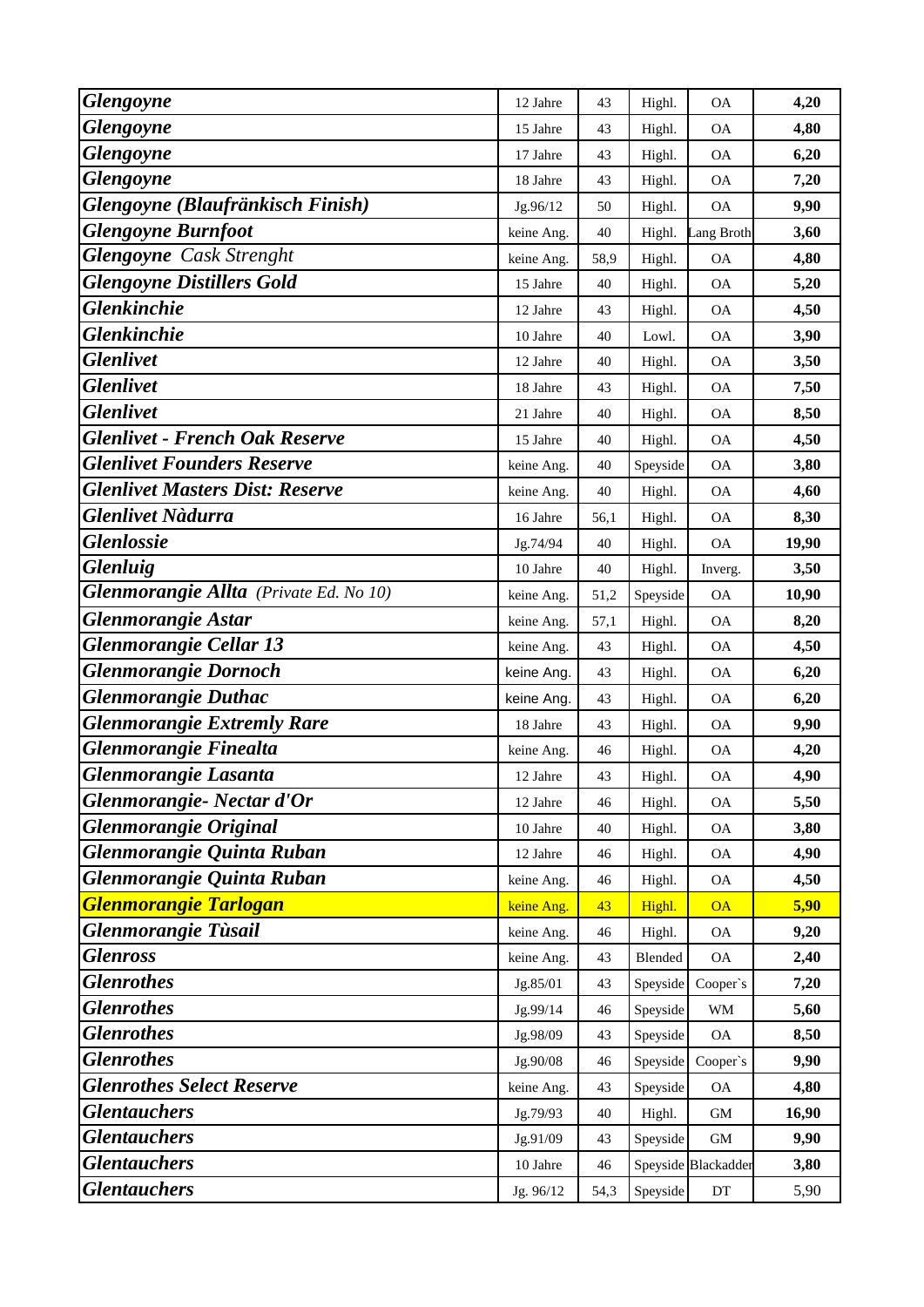| | | | | | |
|---|---|---|---|---|---|
| ***Glengoyne*** | 12 Jahre | 43 | Highl. | OA | **4,20** |
| ***Glengoyne*** | 15 Jahre | 43 | Highl. | OA | **4,80** |
| ***Glengoyne*** | 17 Jahre | 43 | Highl. | OA | **6,20** |
| ***Glengoyne*** | 18 Jahre | 43 | Highl. | OA | **7,20** |
| ***Glengoyne (Blaufränkisch Finish)*** | Jg.96/12 | 50 | Highl. | OA | **9,90** |
| ***Glengoyne Burnfoot*** | keine Ang. | 40 | Highl. | Lang Broth | **3,60** |
| ***Glengoyne*** *Cask Strenght* | keine Ang. | 58,9 | Highl. | OA | **4,80** |
| ***Glengoyne Distillers Gold*** | 15 Jahre | 40 | Highl. | OA | **5,20** |
| ***Glenkinchie*** | 12 Jahre | 43 | Highl. | OA | **4,50** |
| ***Glenkinchie*** | 10 Jahre | 40 | Lowl. | OA | **3,90** |
| ***Glenlivet*** | 12 Jahre | 40 | Highl. | OA | **3,50** |
| ***Glenlivet*** | 18 Jahre | 43 | Highl. | OA | **7,50** |
| ***Glenlivet*** | 21 Jahre | 40 | Highl. | OA | **8,50** |
| ***Glenlivet - French Oak Reserve*** | 15 Jahre | 40 | Highl. | OA | **4,50** |
| ***Glenlivet Founders Reserve*** | keine Ang. | 40 | Speyside | OA | **3,80** |
| ***Glenlivet Masters Dist: Reserve*** | keine Ang. | 40 | Highl. | OA | **4,60** |
| ***Glenlivet Nàdurra*** | 16 Jahre | 56,1 | Highl. | OA | **8,30** |
| ***Glenlossie*** | Jg.74/94 | 40 | Highl. | OA | **19,90** |
| ***Glenluig*** | 10 Jahre | 40 | Highl. | Inverg. | **3,50** |
| ***Glenmorangie Allta*** *(Private Ed. No 10)* | keine Ang. | 51,2 | Speyside | OA | **10,90** |
| ***Glenmorangie Astar*** | keine Ang. | 57,1 | Highl. | OA | **8,20** |
| ***Glenmorangie Cellar 13*** | keine Ang. | 43 | Highl. | OA | **4,50** |
| ***Glenmorangie Dornoch*** | keine Ang. | 43 | Highl. | OA | **6,20** |
| ***Glenmorangie Duthac*** | keine Ang. | 43 | Highl. | OA | **6,20** |
| ***Glenmorangie Extremly Rare*** | 18 Jahre | 43 | Highl. | OA | **9,90** |
| ***Glenmorangie Finealta*** | keine Ang. | 46 | Highl. | OA | **4,20** |
| ***Glenmorangie Lasanta*** | 12 Jahre | 43 | Highl. | OA | **4,90** |
| ***Glenmorangie- Nectar d'Or*** | 12 Jahre | 46 | Highl. | OA | **5,50** |
| ***Glenmorangie Original*** | 10 Jahre | 40 | Highl. | OA | **3,80** |
| ***Glenmorangie Quinta Ruban*** | 12 Jahre | 46 | Highl. | OA | **4,90** |
| ***Glenmorangie Quinta Ruban*** | keine Ang. | 46 | Highl. | OA | **4,50** |
| ***Glenmorangie Tarlogan*** | keine Ang. | 43 | Highl. | OA | **5,90** |
| ***Glenmorangie Tùsail*** | keine Ang. | 46 | Highl. | OA | **9,20** |
| ***Glenross*** | keine Ang. | 43 | Blended | OA | **2,40** |
| ***Glenrothes*** | Jg.85/01 | 43 | Speyside | Cooper`s | **7,20** |
| ***Glenrothes*** | Jg.99/14 | 46 | Speyside | WM | **5,60** |
| ***Glenrothes*** | Jg.98/09 | 43 | Speyside | OA | **8,50** |
| ***Glenrothes*** | Jg.90/08 | 46 | Speyside | Cooper`s | **9,90** |
| ***Glenrothes Select Reserve*** | keine Ang. | 43 | Speyside | OA | **4,80** |
| ***Glentauchers*** | Jg.79/93 | 40 | Highl. | GM | **16,90** |
| ***Glentauchers*** | Jg.91/09 | 43 | Speyside | GM | **9,90** |
| ***Glentauchers*** | 10 Jahre | 46 | Speyside | Blackadder | **3,80** |
| ***Glentauchers*** | Jg. 96/12 | 54,3 | Speyside | DT | 5,90 |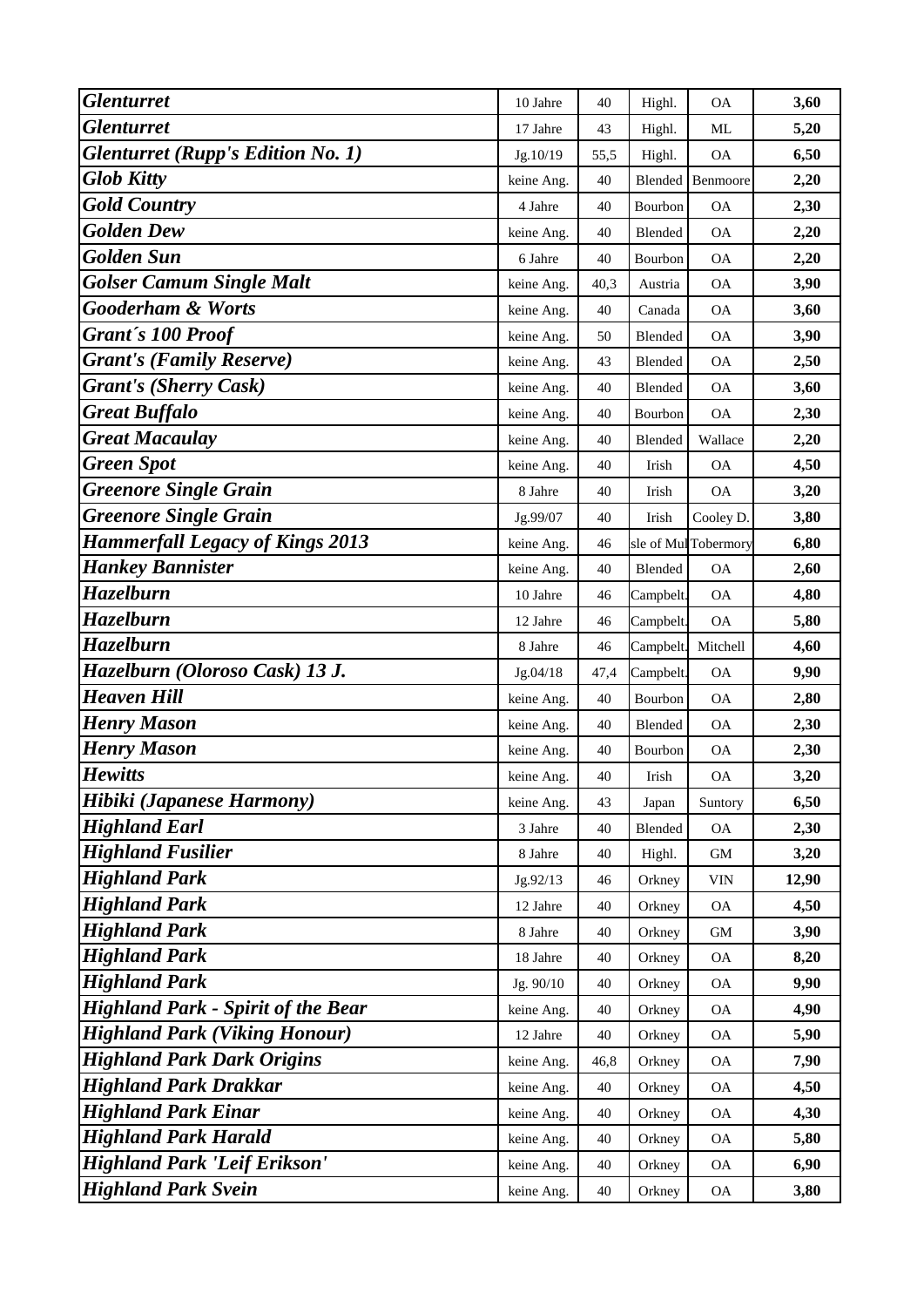| | | | | | |
|---|---|---|---|---|---|
| ***Glenturret*** | 10 Jahre | 40 | Highl. | OA | **3,60** |
| ***Glenturret*** | 17 Jahre | 43 | Highl. | ML | **5,20** |
| ***Glenturret (Rupp's Edition No. 1)*** | Jg.10/19 | 55,5 | Highl. | OA | **6,50** |
| ***Glob Kitty*** | keine Ang. | 40 | Blended | Benmoore | **2,20** |
| ***Gold Country*** | 4 Jahre | 40 | Bourbon | OA | **2,30** |
| ***Golden Dew*** | keine Ang. | 40 | Blended | OA | **2,20** |
| ***Golden Sun*** | 6 Jahre | 40 | Bourbon | OA | **2,20** |
| ***Golser Camum Single Malt*** | keine Ang. | 40,3 | Austria | OA | **3,90** |
| ***Gooderham & Worts*** | keine Ang. | 40 | Canada | OA | **3,60** |
| ***Grant´s 100 Proof*** | keine Ang. | 50 | Blended | OA | **3,90** |
| ***Grant's (Family Reserve)*** | keine Ang. | 43 | Blended | OA | **2,50** |
| ***Grant's (Sherry Cask)*** | keine Ang. | 40 | Blended | OA | **3,60** |
| ***Great Buffalo*** | keine Ang. | 40 | Bourbon | OA | **2,30** |
| ***Great Macaulay*** | keine Ang. | 40 | Blended | Wallace | **2,20** |
| ***Green Spot*** | keine Ang. | 40 | Irish | OA | **4,50** |
| ***Greenore Single Grain*** | 8 Jahre | 40 | Irish | OA | **3,20** |
| ***Greenore Single Grain*** | Jg.99/07 | 40 | Irish | Cooley D. | **3,80** |
| ***Hammerfall Legacy of Kings 2013*** | keine Ang. | 46 | sle of Mul | Tobermory | **6,80** |
| ***Hankey Bannister*** | keine Ang. | 40 | Blended | OA | **2,60** |
| ***Hazelburn*** | 10 Jahre | 46 | Campbelt. | OA | **4,80** |
| ***Hazelburn*** | 12 Jahre | 46 | Campbelt. | OA | **5,80** |
| ***Hazelburn*** | 8 Jahre | 46 | Campbelt. | Mitchell | **4,60** |
| ***Hazelburn (Oloroso Cask) 13 J.*** | Jg.04/18 | 47,4 | Campbelt. | OA | **9,90** |
| ***Heaven Hill*** | keine Ang. | 40 | Bourbon | OA | **2,80** |
| ***Henry Mason*** | keine Ang. | 40 | Blended | OA | **2,30** |
| ***Henry Mason*** | keine Ang. | 40 | Bourbon | OA | **2,30** |
| ***Hewitts*** | keine Ang. | 40 | Irish | OA | **3,20** |
| ***Hibiki (Japanese Harmony)*** | keine Ang. | 43 | Japan | Suntory | **6,50** |
| ***Highland Earl*** | 3 Jahre | 40 | Blended | OA | **2,30** |
| ***Highland Fusilier*** | 8 Jahre | 40 | Highl. | GM | **3,20** |
| ***Highland Park*** | Jg.92/13 | 46 | Orkney | VIN | **12,90** |
| ***Highland Park*** | 12 Jahre | 40 | Orkney | OA | **4,50** |
| ***Highland Park*** | 8 Jahre | 40 | Orkney | GM | **3,90** |
| ***Highland Park*** | 18 Jahre | 40 | Orkney | OA | **8,20** |
| ***Highland Park*** | Jg. 90/10 | 40 | Orkney | OA | **9,90** |
| ***Highland Park - Spirit of the Bear*** | keine Ang. | 40 | Orkney | OA | **4,90** |
| ***Highland Park (Viking Honour)*** | 12 Jahre | 40 | Orkney | OA | **5,90** |
| ***Highland Park Dark Origins*** | keine Ang. | 46,8 | Orkney | OA | **7,90** |
| ***Highland Park Drakkar*** | keine Ang. | 40 | Orkney | OA | **4,50** |
| ***Highland Park Einar*** | keine Ang. | 40 | Orkney | OA | **4,30** |
| ***Highland Park Harald*** | keine Ang. | 40 | Orkney | OA | **5,80** |
| ***Highland Park 'Leif Erikson'*** | keine Ang. | 40 | Orkney | OA | **6,90** |
| ***Highland Park Svein*** | keine Ang. | 40 | Orkney | OA | **3,80** |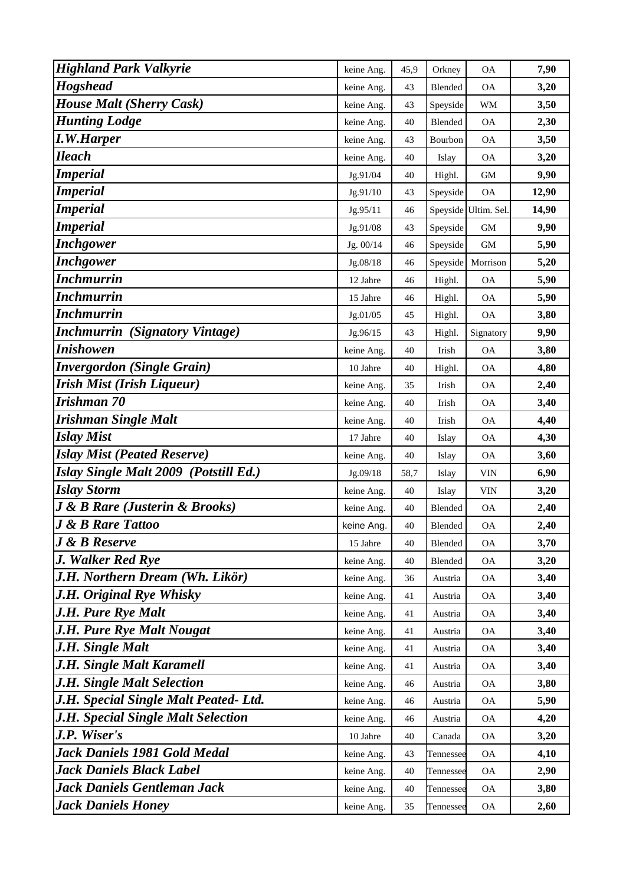| | | | | | |
|---|---|---|---|---|---|
| ***Highland Park Valkyrie*** | keine Ang. | 45,9 | Orkney | OA | **7,90** |
| ***Hogshead*** | keine Ang. | 43 | Blended | OA | **3,20** |
| ***House Malt (Sherry Cask)*** | keine Ang. | 43 | Speyside | WM | **3,50** |
| ***Hunting Lodge*** | keine Ang. | 40 | Blended | OA | **2,30** |
| ***I.W.Harper*** | keine Ang. | 43 | Bourbon | OA | **3,50** |
| ***Ileach*** | keine Ang. | 40 | Islay | OA | **3,20** |
| ***Imperial*** | Jg.91/04 | 40 | Highl. | GM | **9,90** |
| ***Imperial*** | Jg.91/10 | 43 | Speyside | OA | **12,90** |
| ***Imperial*** | Jg.95/11 | 46 | Speyside | Ultim. Sel. | **14,90** |
| ***Imperial*** | Jg.91/08 | 43 | Speyside | GM | **9,90** |
| ***Inchgower*** | Jg. 00/14 | 46 | Speyside | GM | **5,90** |
| ***Inchgower*** | Jg.08/18 | 46 | Speyside | Morrison | **5,20** |
| ***Inchmurrin*** | 12 Jahre | 46 | Highl. | OA | **5,90** |
| ***Inchmurrin*** | 15 Jahre | 46 | Highl. | OA | **5,90** |
| ***Inchmurrin*** | Jg.01/05 | 45 | Highl. | OA | **3,80** |
| ***Inchmurrin (Signatory Vintage)*** | Jg.96/15 | 43 | Highl. | Signatory | **9,90** |
| ***Inishowen*** | keine Ang. | 40 | Irish | OA | **3,80** |
| ***Invergordon (Single Grain)*** | 10 Jahre | 40 | Highl. | OA | **4,80** |
| ***Irish Mist (Irish Liqueur)*** | keine Ang. | 35 | Irish | OA | **2,40** |
| ***Irishman 70*** | keine Ang. | 40 | Irish | OA | **3,40** |
| ***Irishman Single Malt*** | keine Ang. | 40 | Irish | OA | **4,40** |
| ***Islay Mist*** | 17 Jahre | 40 | Islay | OA | **4,30** |
| ***Islay Mist (Peated Reserve)*** | keine Ang. | 40 | Islay | OA | **3,60** |
| ***Islay Single Malt 2009 (Potstill Ed.)*** | Jg.09/18 | 58,7 | Islay | VIN | **6,90** |
| ***Islay Storm*** | keine Ang. | 40 | Islay | VIN | **3,20** |
| ***J & B Rare (Justerin & Brooks)*** | keine Ang. | 40 | Blended | OA | **2,40** |
| ***J & B Rare Tattoo*** | keine Ang. | 40 | Blended | OA | **2,40** |
| ***J & B Reserve*** | 15 Jahre | 40 | Blended | OA | **3,70** |
| ***J. Walker Red Rye*** | keine Ang. | 40 | Blended | OA | **3,20** |
| ***J.H. Northern Dream (Wh. Likör)*** | keine Ang. | 36 | Austria | OA | **3,40** |
| ***J.H. Original Rye Whisky*** | keine Ang. | 41 | Austria | OA | **3,40** |
| ***J.H. Pure Rye Malt*** | keine Ang. | 41 | Austria | OA | **3,40** |
| ***J.H. Pure Rye Malt Nougat*** | keine Ang. | 41 | Austria | OA | **3,40** |
| ***J.H. Single Malt*** | keine Ang. | 41 | Austria | OA | **3,40** |
| ***J.H. Single Malt Karamell*** | keine Ang. | 41 | Austria | OA | **3,40** |
| ***J.H. Single Malt Selection*** | keine Ang. | 46 | Austria | OA | **3,80** |
| ***J.H. Special Single Malt Peated- Ltd.*** | keine Ang. | 46 | Austria | OA | **5,90** |
| ***J.H. Special Single Malt Selection*** | keine Ang. | 46 | Austria | OA | **4,20** |
| ***J.P. Wiser's*** | 10 Jahre | 40 | Canada | OA | **3,20** |
| ***Jack Daniels 1981 Gold Medal*** | keine Ang. | 43 | Tennessee | OA | **4,10** |
| ***Jack Daniels Black Label*** | keine Ang. | 40 | Tennessee | OA | **2,90** |
| ***Jack Daniels Gentleman Jack*** | keine Ang. | 40 | Tennessee | OA | **3,80** |
| ***Jack Daniels Honey*** | keine Ang. | 35 | Tennessee | OA | **2,60** |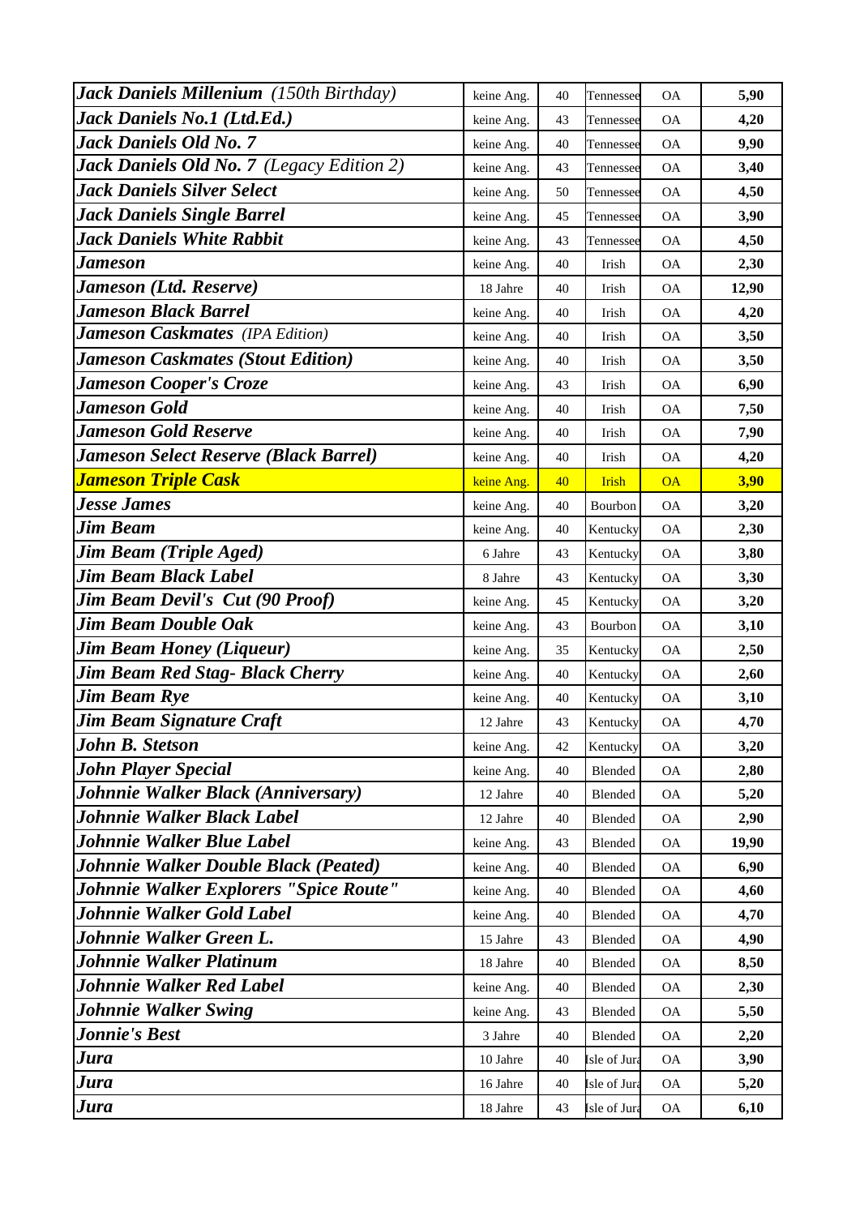| | | | | | |
|---|---|---|---|---|---|
| ***Jack Daniels Millenium*** *(150th Birthday)* | keine Ang. | 40 | Tennessee | OA | **5,90** |
| ***Jack Daniels No.1 (Ltd.Ed.)*** | keine Ang. | 43 | Tennessee | OA | **4,20** |
| ***Jack Daniels Old No. 7*** | keine Ang. | 40 | Tennessee | OA | **9,90** |
| ***Jack Daniels Old No. 7*** *(Legacy Edition 2)* | keine Ang. | 43 | Tennessee | OA | **3,40** |
| ***Jack Daniels Silver Select*** | keine Ang. | 50 | Tennessee | OA | **4,50** |
| ***Jack Daniels Single Barrel*** | keine Ang. | 45 | Tennessee | OA | **3,90** |
| ***Jack Daniels White Rabbit*** | keine Ang. | 43 | Tennessee | OA | **4,50** |
| ***Jameson*** | keine Ang. | 40 | Irish | OA | **2,30** |
| ***Jameson (Ltd. Reserve)*** | 18 Jahre | 40 | Irish | OA | **12,90** |
| ***Jameson Black Barrel*** | keine Ang. | 40 | Irish | OA | **4,20** |
| ***Jameson Caskmates*** *(IPA Edition)* | keine Ang. | 40 | Irish | OA | **3,50** |
| ***Jameson Caskmates (Stout Edition)*** | keine Ang. | 40 | Irish | OA | **3,50** |
| ***Jameson Cooper's Croze*** | keine Ang. | 43 | Irish | OA | **6,90** |
| ***Jameson Gold*** | keine Ang. | 40 | Irish | OA | **7,50** |
| ***Jameson Gold Reserve*** | keine Ang. | 40 | Irish | OA | **7,90** |
| ***Jameson Select Reserve (Black Barrel)*** | keine Ang. | 40 | Irish | OA | **4,20** |
| ***Jameson Triple Cask*** | keine Ang. | 40 | Irish | OA | **3,90** |
| ***Jesse James*** | keine Ang. | 40 | Bourbon | OA | **3,20** |
| ***Jim Beam*** | keine Ang. | 40 | Kentucky | OA | **2,30** |
| ***Jim Beam (Triple Aged)*** | 6 Jahre | 43 | Kentucky | OA | **3,80** |
| ***Jim Beam Black Label*** | 8 Jahre | 43 | Kentucky | OA | **3,30** |
| ***Jim Beam Devil's Cut (90 Proof)*** | keine Ang. | 45 | Kentucky | OA | **3,20** |
| ***Jim Beam Double Oak*** | keine Ang. | 43 | Bourbon | OA | **3,10** |
| ***Jim Beam Honey (Liqueur)*** | keine Ang. | 35 | Kentucky | OA | **2,50** |
| ***Jim Beam Red Stag- Black Cherry*** | keine Ang. | 40 | Kentucky | OA | **2,60** |
| ***Jim Beam Rye*** | keine Ang. | 40 | Kentucky | OA | **3,10** |
| ***Jim Beam Signature Craft*** | 12 Jahre | 43 | Kentucky | OA | **4,70** |
| ***John B. Stetson*** | keine Ang. | 42 | Kentucky | OA | **3,20** |
| ***John Player Special*** | keine Ang. | 40 | Blended | OA | **2,80** |
| ***Johnnie Walker Black (Anniversary)*** | 12 Jahre | 40 | Blended | OA | **5,20** |
| ***Johnnie Walker Black Label*** | 12 Jahre | 40 | Blended | OA | **2,90** |
| ***Johnnie Walker Blue Label*** | keine Ang. | 43 | Blended | OA | **19,90** |
| ***Johnnie Walker Double Black (Peated)*** | keine Ang. | 40 | Blended | OA | **6,90** |
| ***Johnnie Walker Explorers "Spice Route"*** | keine Ang. | 40 | Blended | OA | **4,60** |
| ***Johnnie Walker Gold Label*** | keine Ang. | 40 | Blended | OA | **4,70** |
| ***Johnnie Walker Green L.*** | 15 Jahre | 43 | Blended | OA | **4,90** |
| ***Johnnie Walker Platinum*** | 18 Jahre | 40 | Blended | OA | **8,50** |
| ***Johnnie Walker Red Label*** | keine Ang. | 40 | Blended | OA | **2,30** |
| ***Johnnie Walker Swing*** | keine Ang. | 43 | Blended | OA | **5,50** |
| ***Jonnie's Best*** | 3 Jahre | 40 | Blended | OA | **2,20** |
| ***Jura*** | 10 Jahre | 40 | Isle of Jura | OA | **3,90** |
| ***Jura*** | 16 Jahre | 40 | Isle of Jura | OA | **5,20** |
| ***Jura*** | 18 Jahre | 43 | Isle of Jura | OA | **6,10** |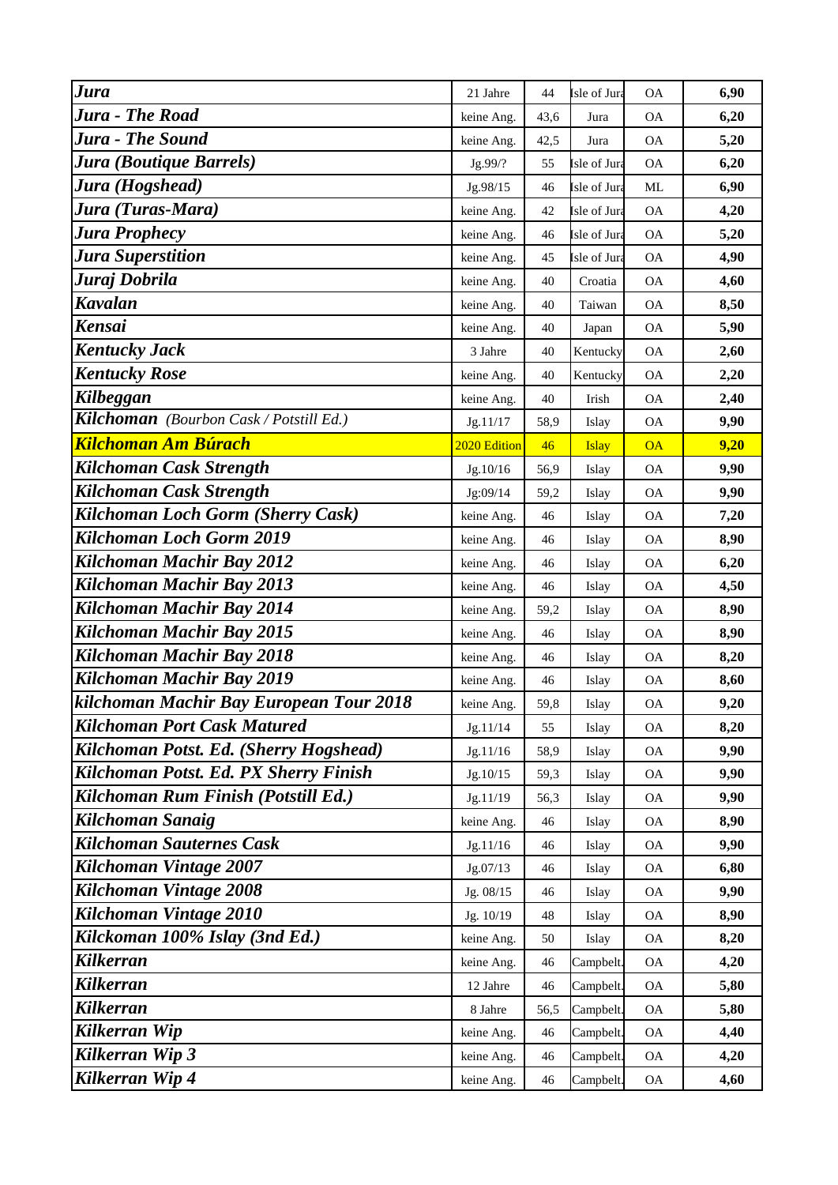| | | | | | |
|---|---|---|---|---|---|
| ***Jura*** | 21 Jahre | 44 | Isle of Jura | OA | **6,90** |
| ***Jura - The Road*** | keine Ang. | 43,6 | Jura | OA | **6,20** |
| ***Jura - The Sound*** | keine Ang. | 42,5 | Jura | OA | **5,20** |
| ***Jura (Boutique Barrels)*** | Jg.99/? | 55 | Isle of Jura | OA | **6,20** |
| ***Jura (Hogshead)*** | Jg.98/15 | 46 | Isle of Jura | ML | **6,90** |
| ***Jura (Turas-Mara)*** | keine Ang. | 42 | Isle of Jura | OA | **4,20** |
| ***Jura Prophecy*** | keine Ang. | 46 | Isle of Jura | OA | **5,20** |
| ***Jura Superstition*** | keine Ang. | 45 | Isle of Jura | OA | **4,90** |
| ***Juraj Dobrila*** | keine Ang. | 40 | Croatia | OA | **4,60** |
| ***Kavalan*** | keine Ang. | 40 | Taiwan | OA | **8,50** |
| ***Kensai*** | keine Ang. | 40 | Japan | OA | **5,90** |
| ***Kentucky Jack*** | 3 Jahre | 40 | Kentucky | OA | **2,60** |
| ***Kentucky Rose*** | keine Ang. | 40 | Kentucky | OA | **2,20** |
| ***Kilbeggan*** | keine Ang. | 40 | Irish | OA | **2,40** |
| ***Kilchoman*** *(Bourbon Cask / Potstill Ed.)* | Jg.11/17 | 58,9 | Islay | OA | **9,90** |
| ***Kilchoman Am Búrach*** | 2020 Edition | 46 | Islay | OA | **9,20** |
| ***Kilchoman Cask Strength*** | Jg.10/16 | 56,9 | Islay | OA | **9,90** |
| ***Kilchoman Cask Strength*** | Jg:09/14 | 59,2 | Islay | OA | **9,90** |
| ***Kilchoman Loch Gorm (Sherry Cask)*** | keine Ang. | 46 | Islay | OA | **7,20** |
| ***Kilchoman Loch Gorm 2019*** | keine Ang. | 46 | Islay | OA | **8,90** |
| ***Kilchoman Machir Bay 2012*** | keine Ang. | 46 | Islay | OA | **6,20** |
| ***Kilchoman Machir Bay 2013*** | keine Ang. | 46 | Islay | OA | **4,50** |
| ***Kilchoman Machir Bay 2014*** | keine Ang. | 59,2 | Islay | OA | **8,90** |
| ***Kilchoman Machir Bay 2015*** | keine Ang. | 46 | Islay | OA | **8,90** |
| ***Kilchoman Machir Bay 2018*** | keine Ang. | 46 | Islay | OA | **8,20** |
| ***Kilchoman Machir Bay 2019*** | keine Ang. | 46 | Islay | OA | **8,60** |
| ***kilchoman Machir Bay European Tour 2018*** | keine Ang. | 59,8 | Islay | OA | **9,20** |
| ***Kilchoman Port Cask Matured*** | Jg.11/14 | 55 | Islay | OA | **8,20** |
| ***Kilchoman Potst. Ed. (Sherry Hogshead)*** | Jg.11/16 | 58,9 | Islay | OA | **9,90** |
| ***Kilchoman Potst. Ed. PX Sherry Finish*** | Jg.10/15 | 59,3 | Islay | OA | **9,90** |
| ***Kilchoman Rum Finish (Potstill Ed.)*** | Jg.11/19 | 56,3 | Islay | OA | **9,90** |
| ***Kilchoman Sanaig*** | keine Ang. | 46 | Islay | OA | **8,90** |
| ***Kilchoman Sauternes Cask*** | Jg.11/16 | 46 | Islay | OA | **9,90** |
| ***Kilchoman Vintage 2007*** | Jg.07/13 | 46 | Islay | OA | **6,80** |
| ***Kilchoman Vintage 2008*** | Jg. 08/15 | 46 | Islay | OA | **9,90** |
| ***Kilchoman Vintage 2010*** | Jg. 10/19 | 48 | Islay | OA | **8,90** |
| ***Kilckoman 100% Islay (3nd Ed.)*** | keine Ang. | 50 | Islay | OA | **8,20** |
| ***Kilkerran*** | keine Ang. | 46 | Campbelt. | OA | **4,20** |
| ***Kilkerran*** | 12 Jahre | 46 | Campbelt. | OA | **5,80** |
| ***Kilkerran*** | 8 Jahre | 56,5 | Campbelt. | OA | **5,80** |
| ***Kilkerran Wip*** | keine Ang. | 46 | Campbelt. | OA | **4,40** |
| ***Kilkerran Wip 3*** | keine Ang. | 46 | Campbelt. | OA | **4,20** |
| ***Kilkerran Wip 4*** | keine Ang. | 46 | Campbelt. | OA | **4,60** |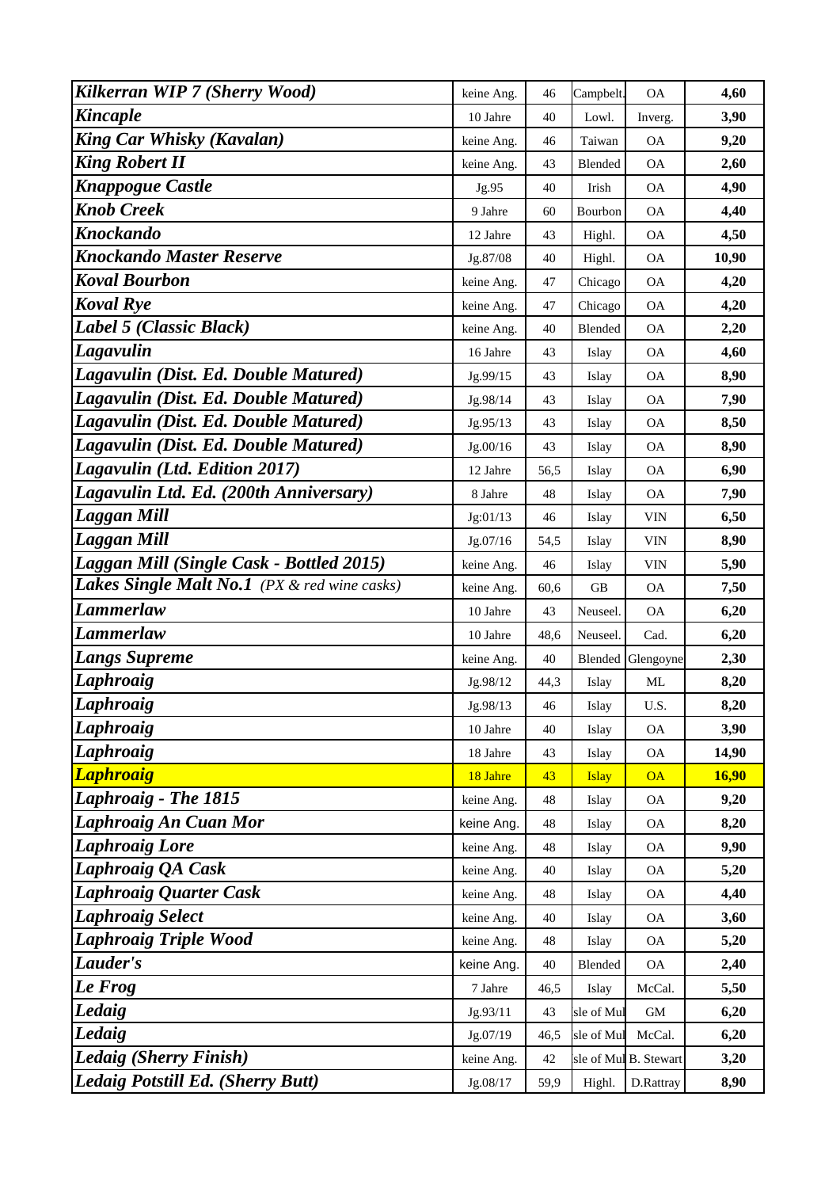| | | | | | |
|---|---|---|---|---|---|
| ***Kilkerran WIP 7 (Sherry Wood)*** | keine Ang. | 46 | Campbelt. | OA | **4,60** |
| ***Kincaple*** | 10 Jahre | 40 | Lowl. | Inverg. | **3,90** |
| ***King Car Whisky (Kavalan)*** | keine Ang. | 46 | Taiwan | OA | **9,20** |
| ***King Robert II*** | keine Ang. | 43 | Blended | OA | **2,60** |
| ***Knappogue Castle*** | Jg.95 | 40 | Irish | OA | **4,90** |
| ***Knob Creek*** | 9 Jahre | 60 | Bourbon | OA | **4,40** |
| ***Knockando*** | 12 Jahre | 43 | Highl. | OA | **4,50** |
| ***Knockando Master Reserve*** | Jg.87/08 | 40 | Highl. | OA | **10,90** |
| ***Koval Bourbon*** | keine Ang. | 47 | Chicago | OA | **4,20** |
| ***Koval Rye*** | keine Ang. | 47 | Chicago | OA | **4,20** |
| ***Label 5 (Classic Black)*** | keine Ang. | 40 | Blended | OA | **2,20** |
| ***Lagavulin*** | 16 Jahre | 43 | Islay | OA | **4,60** |
| ***Lagavulin (Dist. Ed. Double Matured)*** | Jg.99/15 | 43 | Islay | OA | **8,90** |
| ***Lagavulin (Dist. Ed. Double Matured)*** | Jg.98/14 | 43 | Islay | OA | **7,90** |
| ***Lagavulin (Dist. Ed. Double Matured)*** | Jg.95/13 | 43 | Islay | OA | **8,50** |
| ***Lagavulin (Dist. Ed. Double Matured)*** | Jg.00/16 | 43 | Islay | OA | **8,90** |
| ***Lagavulin (Ltd. Edition 2017)*** | 12 Jahre | 56,5 | Islay | OA | **6,90** |
| ***Lagavulin Ltd. Ed. (200th Anniversary)*** | 8 Jahre | 48 | Islay | OA | **7,90** |
| ***Laggan Mill*** | Jg:01/13 | 46 | Islay | VIN | **6,50** |
| ***Laggan Mill*** | Jg.07/16 | 54,5 | Islay | VIN | **8,90** |
| ***Laggan Mill (Single Cask - Bottled 2015)*** | keine Ang. | 46 | Islay | VIN | **5,90** |
| ***Lakes Single Malt No.1*** *(PX & red wine casks)* | keine Ang. | 60,6 | GB | OA | **7,50** |
| ***Lammerlaw*** | 10 Jahre | 43 | Neuseel. | OA | **6,20** |
| ***Lammerlaw*** | 10 Jahre | 48,6 | Neuseel. | Cad. | **6,20** |
| ***Langs Supreme*** | keine Ang. | 40 | Blended | Glengoyne | **2,30** |
| ***Laphroaig*** | Jg.98/12 | 44,3 | Islay | ML | **8,20** |
| ***Laphroaig*** | Jg.98/13 | 46 | Islay | U.S. | **8,20** |
| ***Laphroaig*** | 10 Jahre | 40 | Islay | OA | **3,90** |
| ***Laphroaig*** | 18 Jahre | 43 | Islay | OA | **14,90** |
| ***Laphroaig*** | 18 Jahre | 43 | Islay | OA | **16,90** |
| ***Laphroaig - The 1815*** | keine Ang. | 48 | Islay | OA | **9,20** |
| ***Laphroaig An Cuan Mor*** | keine Ang. | 48 | Islay | OA | **8,20** |
| ***Laphroaig Lore*** | keine Ang. | 48 | Islay | OA | **9,90** |
| ***Laphroaig QA Cask*** | keine Ang. | 40 | Islay | OA | **5,20** |
| ***Laphroaig Quarter Cask*** | keine Ang. | 48 | Islay | OA | **4,40** |
| ***Laphroaig Select*** | keine Ang. | 40 | Islay | OA | **3,60** |
| ***Laphroaig Triple Wood*** | keine Ang. | 48 | Islay | OA | **5,20** |
| ***Lauder's*** | keine Ang. | 40 | Blended | OA | **2,40** |
| ***Le Frog*** | 7 Jahre | 46,5 | Islay | McCal. | **5,50** |
| ***Ledaig*** | Jg.93/11 | 43 | sle of Mul | GM | **6,20** |
| ***Ledaig*** | Jg.07/19 | 46,5 | sle of Mul | McCal. | **6,20** |
| ***Ledaig (Sherry Finish)*** | keine Ang. | 42 | sle of Mul | B. Stewart | **3,20** |
| ***Ledaig Potstill Ed. (Sherry Butt)*** | Jg.08/17 | 59,9 | Highl. | D.Rattray | **8,90** |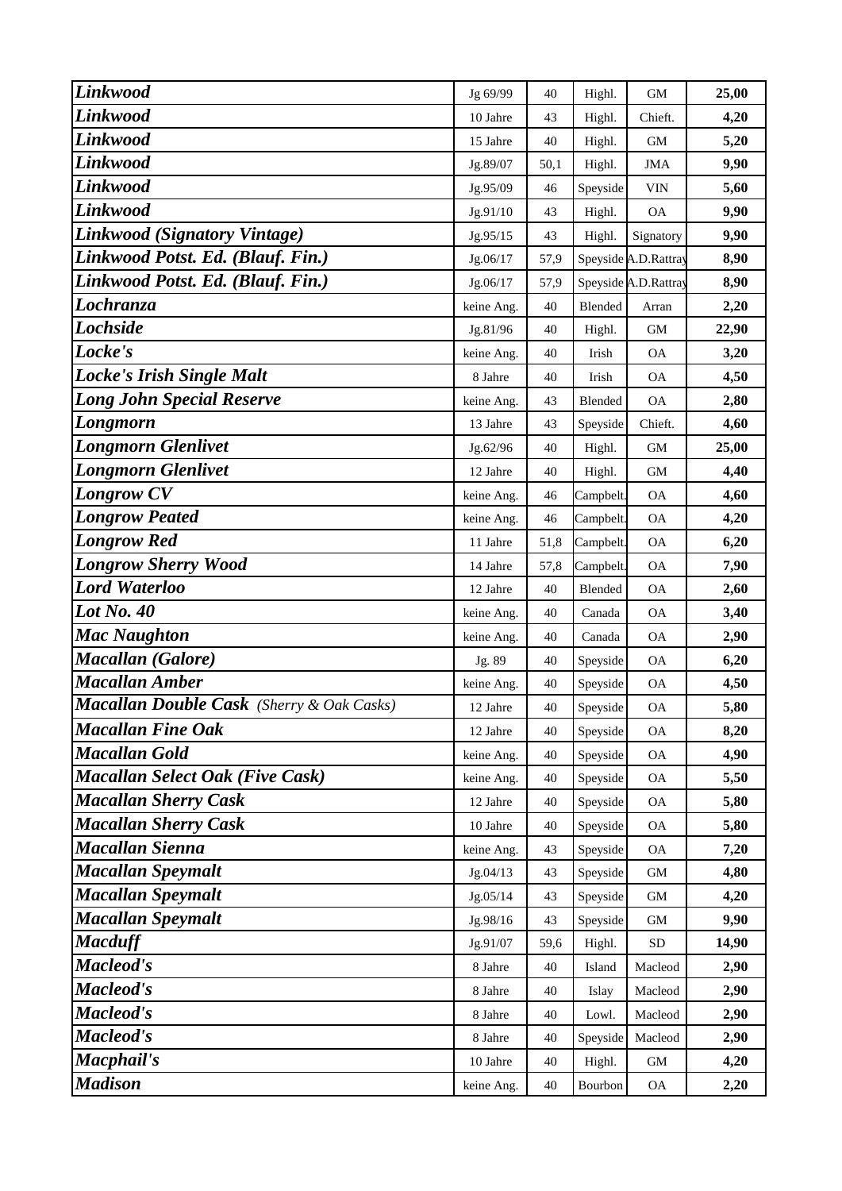| | | | | | |
|---|---|---|---|---|---|
| ***Linkwood*** | Jg 69/99 | 40 | Highl. | GM | **25,00** |
| ***Linkwood*** | 10 Jahre | 43 | Highl. | Chieft. | **4,20** |
| ***Linkwood*** | 15 Jahre | 40 | Highl. | GM | **5,20** |
| ***Linkwood*** | Jg.89/07 | 50,1 | Highl. | JMA | **9,90** |
| ***Linkwood*** | Jg.95/09 | 46 | Speyside | VIN | **5,60** |
| ***Linkwood*** | Jg.91/10 | 43 | Highl. | OA | **9,90** |
| ***Linkwood (Signatory Vintage)*** | Jg.95/15 | 43 | Highl. | Signatory | **9,90** |
| ***Linkwood Potst. Ed. (Blauf. Fin.)*** | Jg.06/17 | 57,9 | Speyside | A.D.Rattray | **8,90** |
| ***Linkwood Potst. Ed. (Blauf. Fin.)*** | Jg.06/17 | 57,9 | Speyside | A.D.Rattray | **8,90** |
| ***Lochranza*** | keine Ang. | 40 | Blended | Arran | **2,20** |
| ***Lochside*** | Jg.81/96 | 40 | Highl. | GM | **22,90** |
| ***Locke's*** | keine Ang. | 40 | Irish | OA | **3,20** |
| ***Locke's Irish Single Malt*** | 8 Jahre | 40 | Irish | OA | **4,50** |
| ***Long John Special Reserve*** | keine Ang. | 43 | Blended | OA | **2,80** |
| ***Longmorn*** | 13 Jahre | 43 | Speyside | Chieft. | **4,60** |
| ***Longmorn Glenlivet*** | Jg.62/96 | 40 | Highl. | GM | **25,00** |
| ***Longmorn Glenlivet*** | 12 Jahre | 40 | Highl. | GM | **4,40** |
| ***Longrow CV*** | keine Ang. | 46 | Campbelt. | OA | **4,60** |
| ***Longrow Peated*** | keine Ang. | 46 | Campbelt. | OA | **4,20** |
| ***Longrow Red*** | 11 Jahre | 51,8 | Campbelt. | OA | **6,20** |
| ***Longrow Sherry Wood*** | 14 Jahre | 57,8 | Campbelt. | OA | **7,90** |
| ***Lord Waterloo*** | 12 Jahre | 40 | Blended | OA | **2,60** |
| ***Lot No. 40*** | keine Ang. | 40 | Canada | OA | **3,40** |
| ***Mac Naughton*** | keine Ang. | 40 | Canada | OA | **2,90** |
| ***Macallan (Galore)*** | Jg. 89 | 40 | Speyside | OA | **6,20** |
| ***Macallan Amber*** | keine Ang. | 40 | Speyside | OA | **4,50** |
| ***Macallan Double Cask*** *(Sherry & Oak Casks)* | 12 Jahre | 40 | Speyside | OA | **5,80** |
| ***Macallan Fine Oak*** | 12 Jahre | 40 | Speyside | OA | **8,20** |
| ***Macallan Gold*** | keine Ang. | 40 | Speyside | OA | **4,90** |
| ***Macallan Select Oak (Five Cask)*** | keine Ang. | 40 | Speyside | OA | **5,50** |
| ***Macallan Sherry Cask*** | 12 Jahre | 40 | Speyside | OA | **5,80** |
| ***Macallan Sherry Cask*** | 10 Jahre | 40 | Speyside | OA | **5,80** |
| ***Macallan Sienna*** | keine Ang. | 43 | Speyside | OA | **7,20** |
| ***Macallan Speymalt*** | Jg.04/13 | 43 | Speyside | GM | **4,80** |
| ***Macallan Speymalt*** | Jg.05/14 | 43 | Speyside | GM | **4,20** |
| ***Macallan Speymalt*** | Jg.98/16 | 43 | Speyside | GM | **9,90** |
| ***Macduff*** | Jg.91/07 | 59,6 | Highl. | SD | **14,90** |
| ***Macleod's*** | 8 Jahre | 40 | Island | Macleod | **2,90** |
| ***Macleod's*** | 8 Jahre | 40 | Islay | Macleod | **2,90** |
| ***Macleod's*** | 8 Jahre | 40 | Lowl. | Macleod | **2,90** |
| ***Macleod's*** | 8 Jahre | 40 | Speyside | Macleod | **2,90** |
| ***Macphail's*** | 10 Jahre | 40 | Highl. | GM | **4,20** |
| ***Madison*** | keine Ang. | 40 | Bourbon | OA | **2,20** |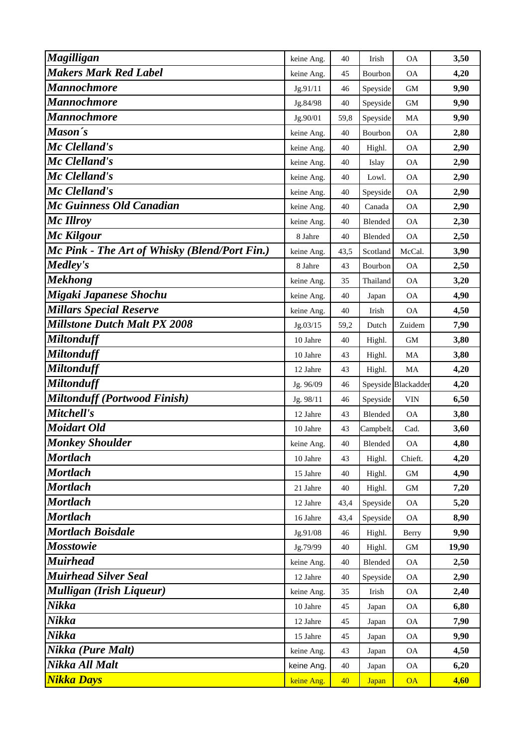| | | | | | |
|---|---|---|---|---|---|
| ***Magilligan*** | keine Ang. | 40 | Irish | OA | **3,50** |
| ***Makers Mark Red Label*** | keine Ang. | 45 | Bourbon | OA | **4,20** |
| ***Mannochmore*** | Jg.91/11 | 46 | Speyside | GM | **9,90** |
| ***Mannochmore*** | Jg.84/98 | 40 | Speyside | GM | **9,90** |
| ***Mannochmore*** | Jg.90/01 | 59,8 | Speyside | MA | **9,90** |
| ***Mason´s*** | keine Ang. | 40 | Bourbon | OA | **2,80** |
| ***Mc Clelland's*** | keine Ang. | 40 | Highl. | OA | **2,90** |
| ***Mc Clelland's*** | keine Ang. | 40 | Islay | OA | **2,90** |
| ***Mc Clelland's*** | keine Ang. | 40 | Lowl. | OA | **2,90** |
| ***Mc Clelland's*** | keine Ang. | 40 | Speyside | OA | **2,90** |
| ***Mc Guinness Old Canadian*** | keine Ang. | 40 | Canada | OA | **2,90** |
| ***Mc Illroy*** | keine Ang. | 40 | Blended | OA | **2,30** |
| ***Mc Kilgour*** | 8 Jahre | 40 | Blended | OA | **2,50** |
| ***Mc Pink - The Art of Whisky (Blend/Port Fin.)*** | keine Ang. | 43,5 | Scotland | McCal. | **3,90** |
| ***Medley's*** | 8 Jahre | 43 | Bourbon | OA | **2,50** |
| ***Mekhong*** | keine Ang. | 35 | Thailand | OA | **3,20** |
| ***Migaki Japanese Shochu*** | keine Ang. | 40 | Japan | OA | **4,90** |
| ***Millars Special Reserve*** | keine Ang. | 40 | Irish | OA | **4,50** |
| ***Millstone Dutch Malt PX 2008*** | Jg.03/15 | 59,2 | Dutch | Zuidem | **7,90** |
| ***Miltonduff*** | 10 Jahre | 40 | Highl. | GM | **3,80** |
| ***Miltonduff*** | 10 Jahre | 43 | Highl. | MA | **3,80** |
| ***Miltonduff*** | 12 Jahre | 43 | Highl. | MA | **4,20** |
| ***Miltonduff*** | Jg. 96/09 | 46 | Speyside | Blackadder | **4,20** |
| ***Miltonduff (Portwood Finish)*** | Jg. 98/11 | 46 | Speyside | VIN | **6,50** |
| ***Mitchell's*** | 12 Jahre | 43 | Blended | OA | **3,80** |
| ***Moidart Old*** | 10 Jahre | 43 | Campbelt. | Cad. | **3,60** |
| ***Monkey Shoulder*** | keine Ang. | 40 | Blended | OA | **4,80** |
| ***Mortlach*** | 10 Jahre | 43 | Highl. | Chieft. | **4,20** |
| ***Mortlach*** | 15 Jahre | 40 | Highl. | GM | **4,90** |
| ***Mortlach*** | 21 Jahre | 40 | Highl. | GM | **7,20** |
| ***Mortlach*** | 12 Jahre | 43,4 | Speyside | OA | **5,20** |
| ***Mortlach*** | 16 Jahre | 43,4 | Speyside | OA | **8,90** |
| ***Mortlach Boisdale*** | Jg.91/08 | 46 | Highl. | Berry | **9,90** |
| ***Mosstowie*** | Jg.79/99 | 40 | Highl. | GM | **19,90** |
| ***Muirhead*** | keine Ang. | 40 | Blended | OA | **2,50** |
| ***Muirhead Silver Seal*** | 12 Jahre | 40 | Speyside | OA | **2,90** |
| ***Mulligan (Irish Liqueur)*** | keine Ang. | 35 | Irish | OA | **2,40** |
| ***Nikka*** | 10 Jahre | 45 | Japan | OA | **6,80** |
| ***Nikka*** | 12 Jahre | 45 | Japan | OA | **7,90** |
| ***Nikka*** | 15 Jahre | 45 | Japan | OA | **9,90** |
| ***Nikka (Pure Malt)*** | keine Ang. | 43 | Japan | OA | **4,50** |
| ***Nikka All Malt*** | keine Ang. | 40 | Japan | OA | **6,20** |
| ***Nikka Days*** | keine Ang. | 40 | Japan | OA | **4,60** |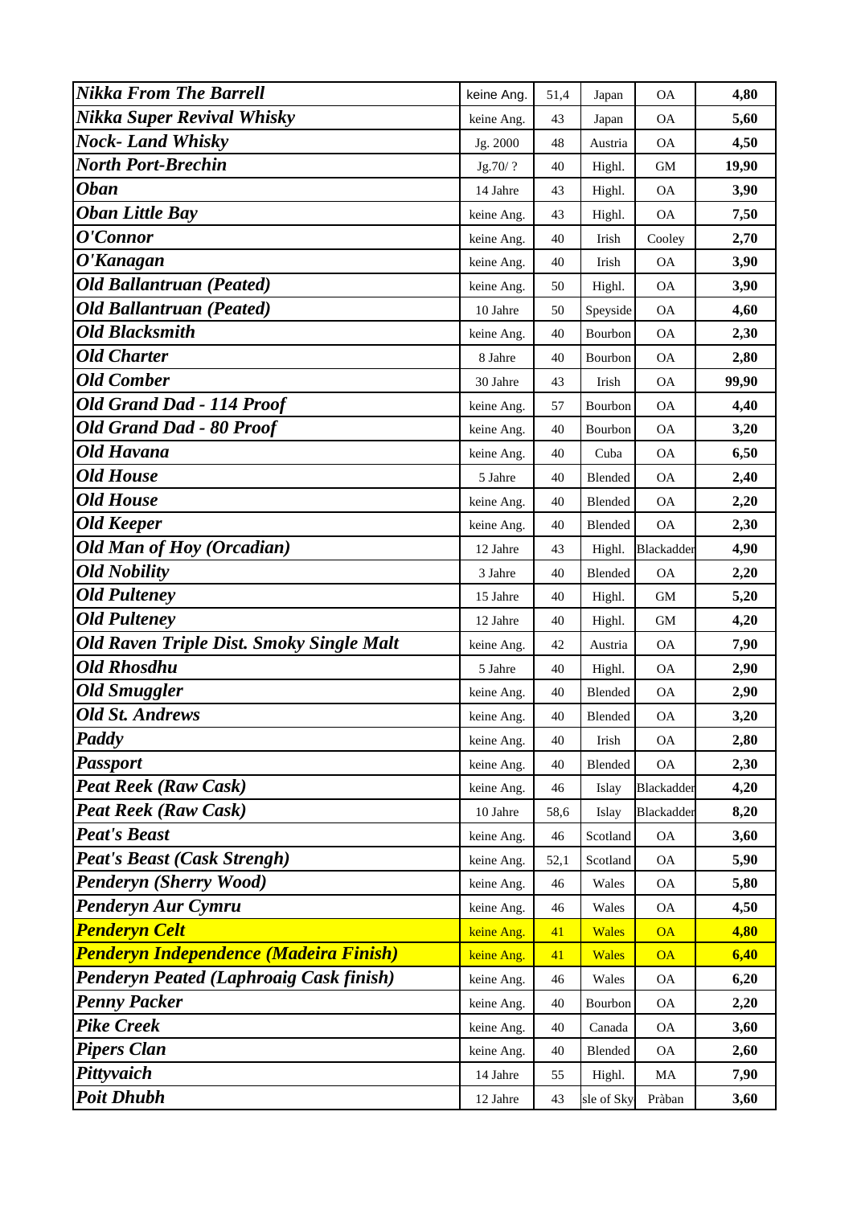| | | | | | |
|---|---|---|---|---|---|
| ***Nikka From The Barrell*** | keine Ang. | 51,4 | Japan | OA | **4,80** |
| ***Nikka Super Revival Whisky*** | keine Ang. | 43 | Japan | OA | **5,60** |
| ***Nock- Land Whisky*** | Jg. 2000 | 48 | Austria | OA | **4,50** |
| ***North Port-Brechin*** | Jg.70/ ? | 40 | Highl. | GM | **19,90** |
| ***Oban*** | 14 Jahre | 43 | Highl. | OA | **3,90** |
| ***Oban Little Bay*** | keine Ang. | 43 | Highl. | OA | **7,50** |
| ***O'Connor*** | keine Ang. | 40 | Irish | Cooley | **2,70** |
| ***O'Kanagan*** | keine Ang. | 40 | Irish | OA | **3,90** |
| ***Old Ballantruan (Peated)*** | keine Ang. | 50 | Highl. | OA | **3,90** |
| ***Old Ballantruan (Peated)*** | 10 Jahre | 50 | Speyside | OA | **4,60** |
| ***Old Blacksmith*** | keine Ang. | 40 | Bourbon | OA | **2,30** |
| ***Old Charter*** | 8 Jahre | 40 | Bourbon | OA | **2,80** |
| ***Old Comber*** | 30 Jahre | 43 | Irish | OA | **99,90** |
| ***Old Grand Dad - 114 Proof*** | keine Ang. | 57 | Bourbon | OA | **4,40** |
| ***Old Grand Dad - 80 Proof*** | keine Ang. | 40 | Bourbon | OA | **3,20** |
| ***Old Havana*** | keine Ang. | 40 | Cuba | OA | **6,50** |
| ***Old House*** | 5 Jahre | 40 | Blended | OA | **2,40** |
| ***Old House*** | keine Ang. | 40 | Blended | OA | **2,20** |
| ***Old Keeper*** | keine Ang. | 40 | Blended | OA | **2,30** |
| ***Old Man of Hoy (Orcadian)*** | 12 Jahre | 43 | Highl. | Blackadder | **4,90** |
| ***Old Nobility*** | 3 Jahre | 40 | Blended | OA | **2,20** |
| ***Old Pulteney*** | 15 Jahre | 40 | Highl. | GM | **5,20** |
| ***Old Pulteney*** | 12 Jahre | 40 | Highl. | GM | **4,20** |
| ***Old Raven Triple Dist. Smoky Single Malt*** | keine Ang. | 42 | Austria | OA | **7,90** |
| ***Old Rhosdhu*** | 5 Jahre | 40 | Highl. | OA | **2,90** |
| ***Old Smuggler*** | keine Ang. | 40 | Blended | OA | **2,90** |
| ***Old St. Andrews*** | keine Ang. | 40 | Blended | OA | **3,20** |
| ***Paddy*** | keine Ang. | 40 | Irish | OA | **2,80** |
| ***Passport*** | keine Ang. | 40 | Blended | OA | **2,30** |
| ***Peat Reek (Raw Cask)*** | keine Ang. | 46 | Islay | Blackadder | **4,20** |
| ***Peat Reek (Raw Cask)*** | 10 Jahre | 58,6 | Islay | Blackadder | **8,20** |
| ***Peat's Beast*** | keine Ang. | 46 | Scotland | OA | **3,60** |
| ***Peat's Beast (Cask Strengh)*** | keine Ang. | 52,1 | Scotland | OA | **5,90** |
| ***Penderyn (Sherry Wood)*** | keine Ang. | 46 | Wales | OA | **5,80** |
| ***Penderyn Aur Cymru*** | keine Ang. | 46 | Wales | OA | **4,50** |
| ***Penderyn Celt*** | keine Ang. | 41 | Wales | OA | **4,80** |
| ***Penderyn Independence (Madeira Finish)*** | keine Ang. | 41 | Wales | OA | **6,40** |
| ***Penderyn Peated (Laphroaig Cask finish)*** | keine Ang. | 46 | Wales | OA | **6,20** |
| ***Penny Packer*** | keine Ang. | 40 | Bourbon | OA | **2,20** |
| ***Pike Creek*** | keine Ang. | 40 | Canada | OA | **3,60** |
| ***Pipers Clan*** | keine Ang. | 40 | Blended | OA | **2,60** |
| ***Pittyvaich*** | 14 Jahre | 55 | Highl. | MA | **7,90** |
| ***Poit Dhubh*** | 12 Jahre | 43 | sle of Sky | Pràban | **3,60** |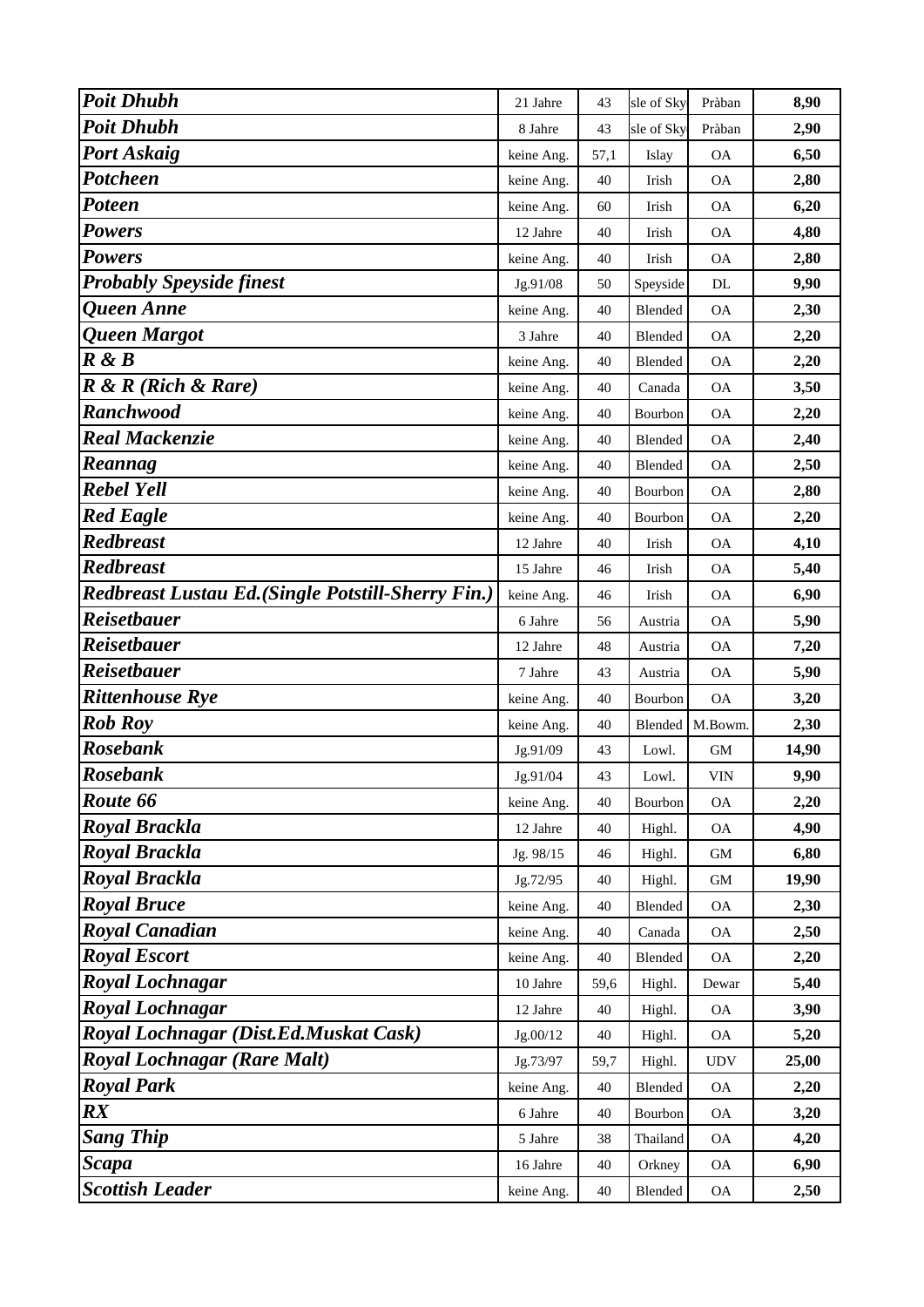| | | | | | |
|---|---|---|---|---|---|
| ***Poit Dhubh*** | 21 Jahre | 43 | sle of Sky | Pràban | **8,90** |
| ***Poit Dhubh*** | 8 Jahre | 43 | sle of Sky | Pràban | **2,90** |
| ***Port Askaig*** | keine Ang. | 57,1 | Islay | OA | **6,50** |
| ***Potcheen*** | keine Ang. | 40 | Irish | OA | **2,80** |
| ***Poteen*** | keine Ang. | 60 | Irish | OA | **6,20** |
| ***Powers*** | 12 Jahre | 40 | Irish | OA | **4,80** |
| ***Powers*** | keine Ang. | 40 | Irish | OA | **2,80** |
| ***Probably Speyside finest*** | Jg.91/08 | 50 | Speyside | DL | **9,90** |
| ***Queen Anne*** | keine Ang. | 40 | Blended | OA | **2,30** |
| ***Queen Margot*** | 3 Jahre | 40 | Blended | OA | **2,20** |
| ***R & B*** | keine Ang. | 40 | Blended | OA | **2,20** |
| ***R & R (Rich & Rare)*** | keine Ang. | 40 | Canada | OA | **3,50** |
| ***Ranchwood*** | keine Ang. | 40 | Bourbon | OA | **2,20** |
| ***Real Mackenzie*** | keine Ang. | 40 | Blended | OA | **2,40** |
| ***Reannag*** | keine Ang. | 40 | Blended | OA | **2,50** |
| ***Rebel Yell*** | keine Ang. | 40 | Bourbon | OA | **2,80** |
| ***Red Eagle*** | keine Ang. | 40 | Bourbon | OA | **2,20** |
| ***Redbreast*** | 12 Jahre | 40 | Irish | OA | **4,10** |
| ***Redbreast*** | 15 Jahre | 46 | Irish | OA | **5,40** |
| ***Redbreast Lustau Ed.(Single Potstill-Sherry Fin.)*** | keine Ang. | 46 | Irish | OA | **6,90** |
| ***Reisetbauer*** | 6 Jahre | 56 | Austria | OA | **5,90** |
| ***Reisetbauer*** | 12 Jahre | 48 | Austria | OA | **7,20** |
| ***Reisetbauer*** | 7 Jahre | 43 | Austria | OA | **5,90** |
| ***Rittenhouse Rye*** | keine Ang. | 40 | Bourbon | OA | **3,20** |
| ***Rob Roy*** | keine Ang. | 40 | Blended | M.Bowm. | **2,30** |
| ***Rosebank*** | Jg.91/09 | 43 | Lowl. | GM | **14,90** |
| ***Rosebank*** | Jg.91/04 | 43 | Lowl. | VIN | **9,90** |
| ***Route 66*** | keine Ang. | 40 | Bourbon | OA | **2,20** |
| ***Royal Brackla*** | 12 Jahre | 40 | Highl. | OA | **4,90** |
| ***Royal Brackla*** | Jg. 98/15 | 46 | Highl. | GM | **6,80** |
| ***Royal Brackla*** | Jg.72/95 | 40 | Highl. | GM | **19,90** |
| ***Royal Bruce*** | keine Ang. | 40 | Blended | OA | **2,30** |
| ***Royal Canadian*** | keine Ang. | 40 | Canada | OA | **2,50** |
| ***Royal Escort*** | keine Ang. | 40 | Blended | OA | **2,20** |
| ***Royal Lochnagar*** | 10 Jahre | 59,6 | Highl. | Dewar | **5,40** |
| ***Royal Lochnagar*** | 12 Jahre | 40 | Highl. | OA | **3,90** |
| ***Royal Lochnagar (Dist.Ed.Muskat Cask)*** | Jg.00/12 | 40 | Highl. | OA | **5,20** |
| ***Royal Lochnagar (Rare Malt)*** | Jg.73/97 | 59,7 | Highl. | UDV | **25,00** |
| ***Royal Park*** | keine Ang. | 40 | Blended | OA | **2,20** |
| ***RX*** | 6 Jahre | 40 | Bourbon | OA | **3,20** |
| ***Sang Thip*** | 5 Jahre | 38 | Thailand | OA | **4,20** |
| ***Scapa*** | 16 Jahre | 40 | Orkney | OA | **6,90** |
| ***Scottish Leader*** | keine Ang. | 40 | Blended | OA | **2,50** |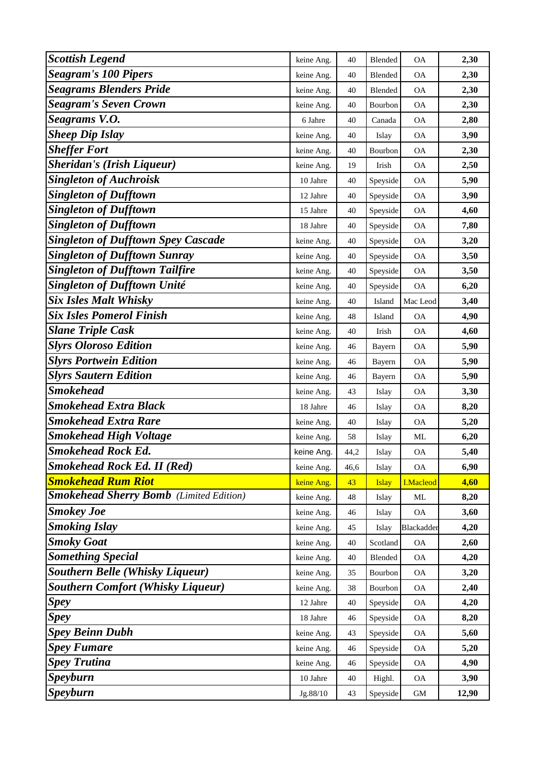| | | | | | |
|---|---|---|---|---|---|
| ***Scottish Legend*** | keine Ang. | 40 | Blended | OA | **2,30** |
| ***Seagram's 100 Pipers*** | keine Ang. | 40 | Blended | OA | **2,30** |
| ***Seagrams Blenders Pride*** | keine Ang. | 40 | Blended | OA | **2,30** |
| ***Seagram's Seven Crown*** | keine Ang. | 40 | Bourbon | OA | **2,30** |
| ***Seagrams V.O.*** | 6 Jahre | 40 | Canada | OA | **2,80** |
| ***Sheep Dip Islay*** | keine Ang. | 40 | Islay | OA | **3,90** |
| ***Sheffer Fort*** | keine Ang. | 40 | Bourbon | OA | **2,30** |
| ***Sheridan's (Irish Liqueur)*** | keine Ang. | 19 | Irish | OA | **2,50** |
| ***Singleton of Auchroisk*** | 10 Jahre | 40 | Speyside | OA | **5,90** |
| ***Singleton of Dufftown*** | 12 Jahre | 40 | Speyside | OA | **3,90** |
| ***Singleton of Dufftown*** | 15 Jahre | 40 | Speyside | OA | **4,60** |
| ***Singleton of Dufftown*** | 18 Jahre | 40 | Speyside | OA | **7,80** |
| ***Singleton of Dufftown Spey Cascade*** | keine Ang. | 40 | Speyside | OA | **3,20** |
| ***Singleton of Dufftown Sunray*** | keine Ang. | 40 | Speyside | OA | **3,50** |
| ***Singleton of Dufftown Tailfire*** | keine Ang. | 40 | Speyside | OA | **3,50** |
| ***Singleton of Dufftown Unité*** | keine Ang. | 40 | Speyside | OA | **6,20** |
| ***Six Isles Malt Whisky*** | keine Ang. | 40 | Island | Mac Leod | **3,40** |
| ***Six Isles Pomerol Finish*** | keine Ang. | 48 | Island | OA | **4,90** |
| ***Slane Triple Cask*** | keine Ang. | 40 | Irish | OA | **4,60** |
| ***Slyrs Oloroso Edition*** | keine Ang. | 46 | Bayern | OA | **5,90** |
| ***Slyrs Portwein Edition*** | keine Ang. | 46 | Bayern | OA | **5,90** |
| ***Slyrs Sautern Edition*** | keine Ang. | 46 | Bayern | OA | **5,90** |
| ***Smokehead*** | keine Ang. | 43 | Islay | OA | **3,30** |
| ***Smokehead Extra Black*** | 18 Jahre | 46 | Islay | OA | **8,20** |
| ***Smokehead Extra Rare*** | keine Ang. | 40 | Islay | OA | **5,20** |
| ***Smokehead High Voltage*** | keine Ang. | 58 | Islay | ML | **6,20** |
| ***Smokehead Rock Ed.*** | keine Ang. | 44,2 | Islay | OA | **5,40** |
| ***Smokehead Rock Ed. II (Red)*** | keine Ang. | 46,6 | Islay | OA | **6,90** |
| ***Smokehead Rum Riot*** | keine Ang. | 43 | Islay | I.Macleod | **4,60** |
| ***Smokehead Sherry Bomb*** *(Limited Edition)* | keine Ang. | 48 | Islay | ML | **8,20** |
| ***Smokey Joe*** | keine Ang. | 46 | Islay | OA | **3,60** |
| ***Smoking Islay*** | keine Ang. | 45 | Islay | Blackadder | **4,20** |
| ***Smoky Goat*** | keine Ang. | 40 | Scotland | OA | **2,60** |
| ***Something Special*** | keine Ang. | 40 | Blended | OA | **4,20** |
| ***Southern Belle (Whisky Liqueur)*** | keine Ang. | 35 | Bourbon | OA | **3,20** |
| ***Southern Comfort (Whisky Liqueur)*** | keine Ang. | 38 | Bourbon | OA | **2,40** |
| ***Spey*** | 12 Jahre | 40 | Speyside | OA | **4,20** |
| ***Spey*** | 18 Jahre | 46 | Speyside | OA | **8,20** |
| ***Spey Beinn Dubh*** | keine Ang. | 43 | Speyside | OA | **5,60** |
| ***Spey Fumare*** | keine Ang. | 46 | Speyside | OA | **5,20** |
| ***Spey Trutina*** | keine Ang. | 46 | Speyside | OA | **4,90** |
| ***Speyburn*** | 10 Jahre | 40 | Highl. | OA | **3,90** |
| ***Speyburn*** | Jg.88/10 | 43 | Speyside | GM | **12,90** |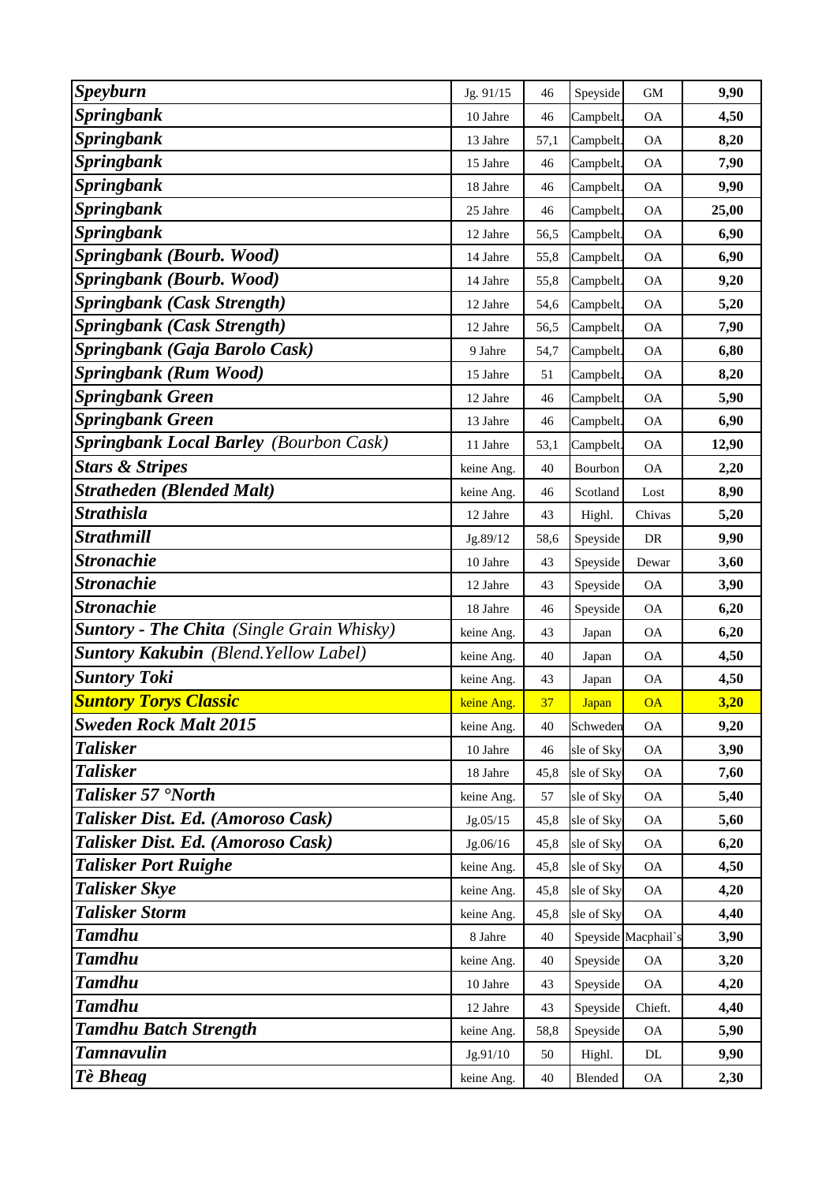| | | | | | |
|---|---|---|---|---|---|
| ***Speyburn*** | Jg. 91/15 | 46 | Speyside | GM | **9,90** |
| ***Springbank*** | 10 Jahre | 46 | Campbelt. | OA | **4,50** |
| ***Springbank*** | 13 Jahre | 57,1 | Campbelt. | OA | **8,20** |
| ***Springbank*** | 15 Jahre | 46 | Campbelt. | OA | **7,90** |
| ***Springbank*** | 18 Jahre | 46 | Campbelt. | OA | **9,90** |
| ***Springbank*** | 25 Jahre | 46 | Campbelt. | OA | **25,00** |
| ***Springbank*** | 12 Jahre | 56,5 | Campbelt. | OA | **6,90** |
| ***Springbank (Bourb. Wood)*** | 14 Jahre | 55,8 | Campbelt. | OA | **6,90** |
| ***Springbank (Bourb. Wood)*** | 14 Jahre | 55,8 | Campbelt. | OA | **9,20** |
| ***Springbank (Cask Strength)*** | 12 Jahre | 54,6 | Campbelt. | OA | **5,20** |
| ***Springbank (Cask Strength)*** | 12 Jahre | 56,5 | Campbelt. | OA | **7,90** |
| ***Springbank (Gaja Barolo Cask)*** | 9 Jahre | 54,7 | Campbelt. | OA | **6,80** |
| ***Springbank (Rum Wood)*** | 15 Jahre | 51 | Campbelt. | OA | **8,20** |
| ***Springbank Green*** | 12 Jahre | 46 | Campbelt. | OA | **5,90** |
| ***Springbank Green*** | 13 Jahre | 46 | Campbelt. | OA | **6,90** |
| ***Springbank Local Barley** (Bourbon Cask)* | 11 Jahre | 53,1 | Campbelt. | OA | **12,90** |
| ***Stars & Stripes*** | keine Ang. | 40 | Bourbon | OA | **2,20** |
| ***Stratheden (Blended Malt)*** | keine Ang. | 46 | Scotland | Lost | **8,90** |
| ***Strathisla*** | 12 Jahre | 43 | Highl. | Chivas | **5,20** |
| ***Strathmill*** | Jg.89/12 | 58,6 | Speyside | DR | **9,90** |
| ***Stronachie*** | 10 Jahre | 43 | Speyside | Dewar | **3,60** |
| ***Stronachie*** | 12 Jahre | 43 | Speyside | OA | **3,90** |
| ***Stronachie*** | 18 Jahre | 46 | Speyside | OA | **6,20** |
| ***Suntory - The Chita** (Single Grain Whisky)* | keine Ang. | 43 | Japan | OA | **6,20** |
| ***Suntory Kakubin** (Blend.Yellow Label)* | keine Ang. | 40 | Japan | OA | **4,50** |
| ***Suntory Toki*** | keine Ang. | 43 | Japan | OA | **4,50** |
| ***Suntory Torys Classic*** | keine Ang. | 37 | Japan | OA | **3,20** |
| ***Sweden Rock Malt 2015*** | keine Ang. | 40 | Schweden | OA | **9,20** |
| ***Talisker*** | 10 Jahre | 46 | sle of Sky | OA | **3,90** |
| ***Talisker*** | 18 Jahre | 45,8 | sle of Sky | OA | **7,60** |
| ***Talisker 57 °North*** | keine Ang. | 57 | sle of Sky | OA | **5,40** |
| ***Talisker Dist. Ed. (Amoroso Cask)*** | Jg.05/15 | 45,8 | sle of Sky | OA | **5,60** |
| ***Talisker Dist. Ed. (Amoroso Cask)*** | Jg.06/16 | 45,8 | sle of Sky | OA | **6,20** |
| ***Talisker Port Ruighe*** | keine Ang. | 45,8 | sle of Sky | OA | **4,50** |
| ***Talisker Skye*** | keine Ang. | 45,8 | sle of Sky | OA | **4,20** |
| ***Talisker Storm*** | keine Ang. | 45,8 | sle of Sky | OA | **4,40** |
| ***Tamdhu*** | 8 Jahre | 40 | Speyside | Macphail`s | **3,90** |
| ***Tamdhu*** | keine Ang. | 40 | Speyside | OA | **3,20** |
| ***Tamdhu*** | 10 Jahre | 43 | Speyside | OA | **4,20** |
| ***Tamdhu*** | 12 Jahre | 43 | Speyside | Chieft. | **4,40** |
| ***Tamdhu Batch Strength*** | keine Ang. | 58,8 | Speyside | OA | **5,90** |
| ***Tamnavulin*** | Jg.91/10 | 50 | Highl. | DL | **9,90** |
| ***Tè Bheag*** | keine Ang. | 40 | Blended | OA | **2,30** |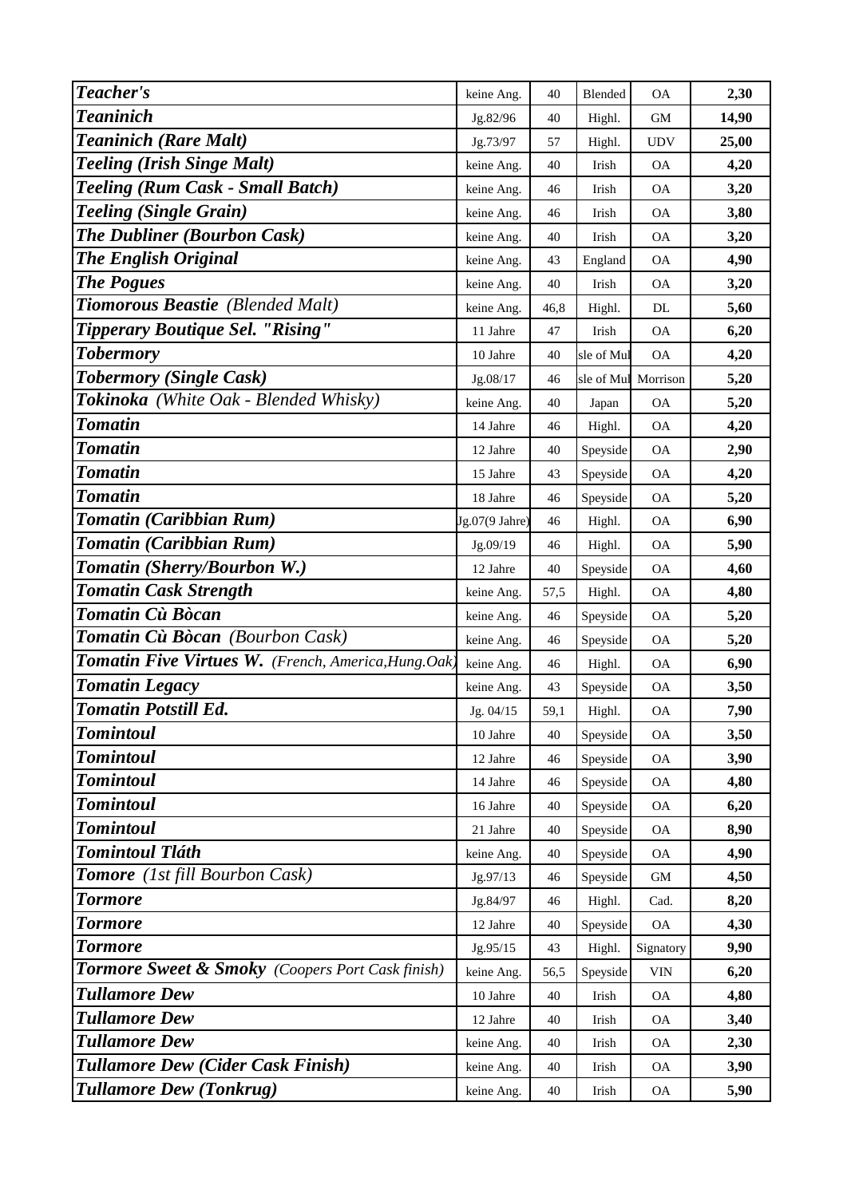| | | | | | |
|---|---|---|---|---|---|
| ***Teacher's*** | keine Ang. | 40 | Blended | OA | **2,30** |
| ***Teaninich*** | Jg.82/96 | 40 | Highl. | GM | **14,90** |
| ***Teaninich (Rare Malt)*** | Jg.73/97 | 57 | Highl. | UDV | **25,00** |
| ***Teeling (Irish Singe Malt)*** | keine Ang. | 40 | Irish | OA | **4,20** |
| ***Teeling (Rum Cask - Small Batch)*** | keine Ang. | 46 | Irish | OA | **3,20** |
| ***Teeling (Single Grain)*** | keine Ang. | 46 | Irish | OA | **3,80** |
| ***The Dubliner (Bourbon Cask)*** | keine Ang. | 40 | Irish | OA | **3,20** |
| ***The English Original*** | keine Ang. | 43 | England | OA | **4,90** |
| ***The Pogues*** | keine Ang. | 40 | Irish | OA | **3,20** |
| ***Tiomorous Beastie*** *(Blended Malt)* | keine Ang. | 46,8 | Highl. | DL | **5,60** |
| ***Tipperary Boutique Sel. "Rising"*** | 11 Jahre | 47 | Irish | OA | **6,20** |
| ***Tobermory*** | 10 Jahre | 40 | sle of Mul | OA | **4,20** |
| ***Tobermory (Single Cask)*** | Jg.08/17 | 46 | sle of Mul | Morrison | **5,20** |
| ***Tokinoka*** *(White Oak - Blended Whisky)* | keine Ang. | 40 | Japan | OA | **5,20** |
| ***Tomatin*** | 14 Jahre | 46 | Highl. | OA | **4,20** |
| ***Tomatin*** | 12 Jahre | 40 | Speyside | OA | **2,90** |
| ***Tomatin*** | 15 Jahre | 43 | Speyside | OA | **4,20** |
| ***Tomatin*** | 18 Jahre | 46 | Speyside | OA | **5,20** |
| ***Tomatin (Caribbian Rum)*** | Jg.07(9 Jahre) | 46 | Highl. | OA | **6,90** |
| ***Tomatin (Caribbian Rum)*** | Jg.09/19 | 46 | Highl. | OA | **5,90** |
| ***Tomatin (Sherry/Bourbon W.)*** | 12 Jahre | 40 | Speyside | OA | **4,60** |
| ***Tomatin Cask Strength*** | keine Ang. | 57,5 | Highl. | OA | **4,80** |
| ***Tomatin Cù Bòcan*** | keine Ang. | 46 | Speyside | OA | **5,20** |
| ***Tomatin Cù Bòcan*** *(Bourbon Cask)* | keine Ang. | 46 | Speyside | OA | **5,20** |
| ***Tomatin Five Virtues W.*** *(French, America,Hung.Oak)* | keine Ang. | 46 | Highl. | OA | **6,90** |
| ***Tomatin Legacy*** | keine Ang. | 43 | Speyside | OA | **3,50** |
| ***Tomatin Potstill Ed.*** | Jg. 04/15 | 59,1 | Highl. | OA | **7,90** |
| ***Tomintoul*** | 10 Jahre | 40 | Speyside | OA | **3,50** |
| ***Tomintoul*** | 12 Jahre | 46 | Speyside | OA | **3,90** |
| ***Tomintoul*** | 14 Jahre | 46 | Speyside | OA | **4,80** |
| ***Tomintoul*** | 16 Jahre | 40 | Speyside | OA | **6,20** |
| ***Tomintoul*** | 21 Jahre | 40 | Speyside | OA | **8,90** |
| ***Tomintoul Tláth*** | keine Ang. | 40 | Speyside | OA | **4,90** |
| ***Tomore*** *(1st fill Bourbon Cask)* | Jg.97/13 | 46 | Speyside | GM | **4,50** |
| ***Tormore*** | Jg.84/97 | 46 | Highl. | Cad. | **8,20** |
| ***Tormore*** | 12 Jahre | 40 | Speyside | OA | **4,30** |
| ***Tormore*** | Jg.95/15 | 43 | Highl. | Signatory | **9,90** |
| ***Tormore Sweet & Smoky*** *(Coopers Port Cask finish)* | keine Ang. | 56,5 | Speyside | VIN | **6,20** |
| ***Tullamore Dew*** | 10 Jahre | 40 | Irish | OA | **4,80** |
| ***Tullamore Dew*** | 12 Jahre | 40 | Irish | OA | **3,40** |
| ***Tullamore Dew*** | keine Ang. | 40 | Irish | OA | **2,30** |
| ***Tullamore Dew (Cider Cask Finish)*** | keine Ang. | 40 | Irish | OA | **3,90** |
| ***Tullamore Dew (Tonkrug)*** | keine Ang. | 40 | Irish | OA | **5,90** |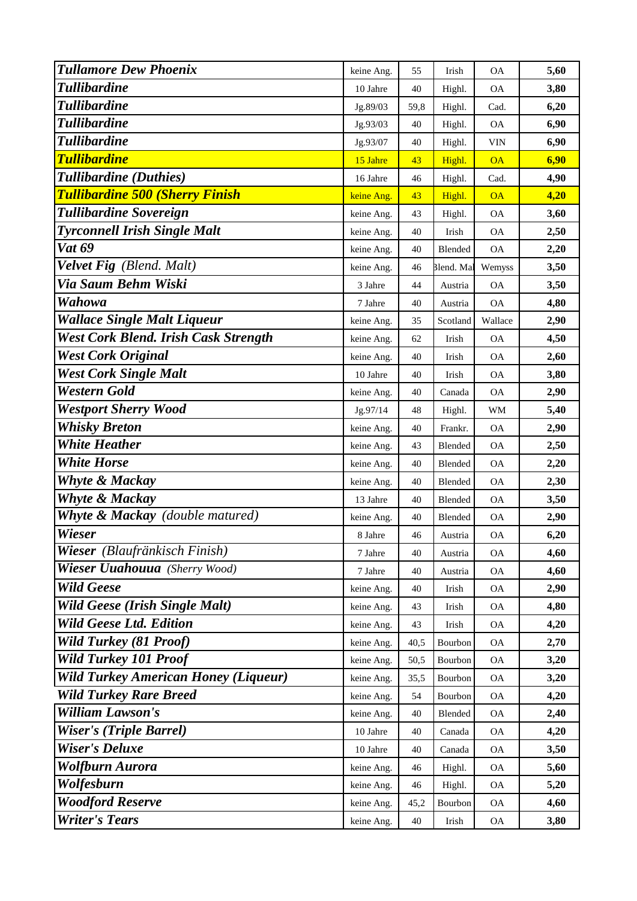| | | | | | |
|---|---|---|---|---|---|
| ***Tullamore Dew Phoenix*** | keine Ang. | 55 | Irish | OA | **5,60** |
| ***Tullibardine*** | 10 Jahre | 40 | Highl. | OA | **3,80** |
| ***Tullibardine*** | Jg.89/03 | 59,8 | Highl. | Cad. | **6,20** |
| ***Tullibardine*** | Jg.93/03 | 40 | Highl. | OA | **6,90** |
| ***Tullibardine*** | Jg.93/07 | 40 | Highl. | VIN | **6,90** |
| ***Tullibardine*** | 15 Jahre | 43 | Highl. | OA | **6,90** |
| ***Tullibardine (Duthies)*** | 16 Jahre | 46 | Highl. | Cad. | **4,90** |
| ***Tullibardine 500 (Sherry Finish*** | keine Ang. | 43 | Highl. | OA | **4,20** |
| ***Tullibardine Sovereign*** | keine Ang. | 43 | Highl. | OA | **3,60** |
| ***Tyrconnell Irish Single Malt*** | keine Ang. | 40 | Irish | OA | **2,50** |
| ***Vat 69*** | keine Ang. | 40 | Blended | OA | **2,20** |
| ***Velvet Fig*** *(Blend. Malt)* | keine Ang. | 46 | Blend. Mal | Wemyss | **3,50** |
| ***Via Saum Behm Wiski*** | 3 Jahre | 44 | Austria | OA | **3,50** |
| ***Wahowa*** | 7 Jahre | 40 | Austria | OA | **4,80** |
| ***Wallace Single Malt Liqueur*** | keine Ang. | 35 | Scotland | Wallace | **2,90** |
| ***West Cork Blend. Irish Cask Strength*** | keine Ang. | 62 | Irish | OA | **4,50** |
| ***West Cork Original*** | keine Ang. | 40 | Irish | OA | **2,60** |
| ***West Cork Single Malt*** | 10 Jahre | 40 | Irish | OA | **3,80** |
| ***Western Gold*** | keine Ang. | 40 | Canada | OA | **2,90** |
| ***Westport Sherry Wood*** | Jg.97/14 | 48 | Highl. | WM | **5,40** |
| ***Whisky Breton*** | keine Ang. | 40 | Frankr. | OA | **2,90** |
| ***White Heather*** | keine Ang. | 43 | Blended | OA | **2,50** |
| ***White Horse*** | keine Ang. | 40 | Blended | OA | **2,20** |
| ***Whyte & Mackay*** | keine Ang. | 40 | Blended | OA | **2,30** |
| ***Whyte & Mackay*** | 13 Jahre | 40 | Blended | OA | **3,50** |
| ***Whyte & Mackay*** *(double matured)* | keine Ang. | 40 | Blended | OA | **2,90** |
| ***Wieser*** | 8 Jahre | 46 | Austria | OA | **6,20** |
| ***Wieser*** *(Blaufränkisch Finish)* | 7 Jahre | 40 | Austria | OA | **4,60** |
| ***Wieser Uuahouua*** *(Sherry Wood)* | 7 Jahre | 40 | Austria | OA | **4,60** |
| ***Wild Geese*** | keine Ang. | 40 | Irish | OA | **2,90** |
| ***Wild Geese (Irish Single Malt)*** | keine Ang. | 43 | Irish | OA | **4,80** |
| ***Wild Geese Ltd. Edition*** | keine Ang. | 43 | Irish | OA | **4,20** |
| ***Wild Turkey (81 Proof)*** | keine Ang. | 40,5 | Bourbon | OA | **2,70** |
| ***Wild Turkey 101 Proof*** | keine Ang. | 50,5 | Bourbon | OA | **3,20** |
| ***Wild Turkey American Honey (Liqueur)*** | keine Ang. | 35,5 | Bourbon | OA | **3,20** |
| ***Wild Turkey Rare Breed*** | keine Ang. | 54 | Bourbon | OA | **4,20** |
| ***William Lawson's*** | keine Ang. | 40 | Blended | OA | **2,40** |
| ***Wiser's (Triple Barrel)*** | 10 Jahre | 40 | Canada | OA | **4,20** |
| ***Wiser's Deluxe*** | 10 Jahre | 40 | Canada | OA | **3,50** |
| ***Wolfburn Aurora*** | keine Ang. | 46 | Highl. | OA | **5,60** |
| ***Wolfesburn*** | keine Ang. | 46 | Highl. | OA | **5,20** |
| ***Woodford Reserve*** | keine Ang. | 45,2 | Bourbon | OA | **4,60** |
| ***Writer's Tears*** | keine Ang. | 40 | Irish | OA | **3,80** |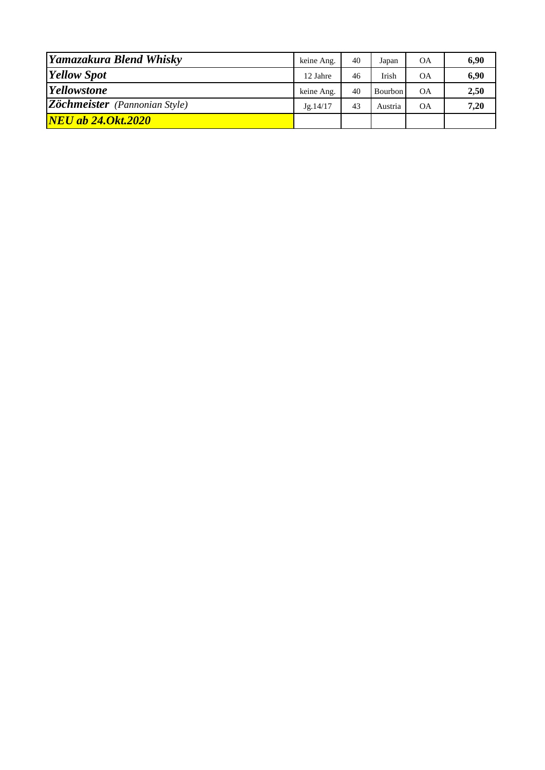| | | | | | |
|---|---|---|---|---|---|
| ***Yamazakura Blend Whisky*** | keine Ang. | 40 | Japan | OA | **6,90** |
| ***Yellow Spot*** | 12 Jahre | 46 | Irish | OA | **6,90** |
| ***Yellowstone*** | keine Ang. | 40 | Bourbon | OA | **2,50** |
| ***Zöchmeister*** *(Pannonian Style)* | Jg.14/17 | 43 | Austria | OA | **7,20** |
| ***NEU ab 24.Okt.2020*** | | | | | |